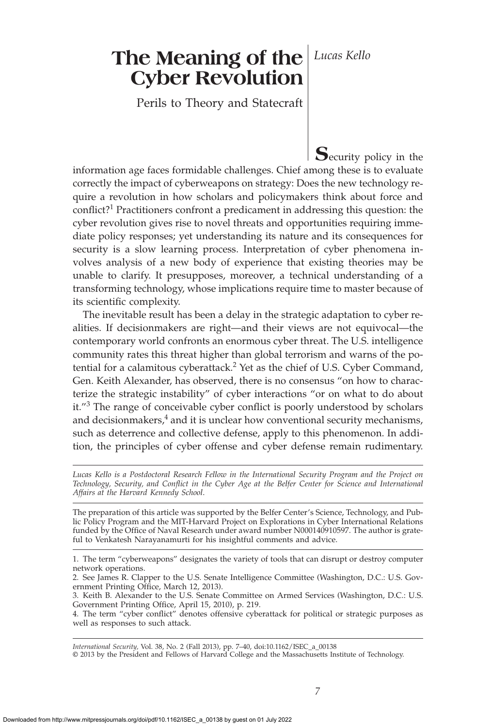# The Meaning of the Cyber Revolution

## Perils to Theory and Statecraft

*Lucas Kello*

**S**ecurity policy in the information age faces formidable challenges. Chief among these is to evaluate correctly the impact of cyberweapons on strategy: Does the new technology require a revolution in how scholars and policymakers think about force and conflict?[1] Practitioners confront a predicament in addressing this question: the cyber revolution gives rise to novel threats and opportunities requiring immediate policy responses; yet understanding its nature and its consequences for security is a slow learning process. Interpretation of cyber phenomena involves analysis of a new body of experience that existing theories may be unable to clarify. It presupposes, moreover, a technical understanding of a transforming technology, whose implications require time to master because of its scientific complexity.

The inevitable result has been a delay in the strategic adaptation to cyber realities. If decisionmakers are right—and their views are not equivocal—the contemporary world confronts an enormous cyber threat. The U.S. intelligence community rates this threat higher than global terrorism and warns of the potential for a calamitous cyberattack.[2] Yet as the chief of U.S. Cyber Command, Gen. Keith Alexander, has observed, there is no consensus "on how to characterize the strategic instability" of cyber interactions "or on what to do about it."[3] The range of conceivable cyber conflict is poorly understood by scholars and decisionmakers,[4] and it is unclear how conventional security mechanisms, such as deterrence and collective defense, apply to this phenomenon. In addition, the principles of cyber offense and cyber defense remain rudimentary.

---

*Lucas Kello is a Postdoctoral Research Fellow in the International Security Program and the Project on Technology, Security, and Conflict in the Cyber Age at the Belfer Center for Science and International Affairs at the Harvard Kennedy School.*

The preparation of this article was supported by the Belfer Center's Science, Technology, and Public Policy Program and the MIT-Harvard Project on Explorations in Cyber International Relations funded by the Office of Naval Research under award number N000140910597. The author is grateful to Venkatesh Narayanamurti for his insightful comments and advice.

---

1. The term "cyberweapons" designates the variety of tools that can disrupt or destroy computer network operations.
2. See James R. Clapper to the U.S. Senate Intelligence Committee (Washington, D.C.: U.S. Government Printing Office, March 12, 2013).
3. Keith B. Alexander to the U.S. Senate Committee on Armed Services (Washington, D.C.: U.S. Government Printing Office, April 15, 2010), p. 219.
4. The term "cyber conflict" denotes offensive cyberattack for political or strategic purposes as well as responses to such attack.

---

*International Security,* Vol. 38, No. 2 (Fall 2013), pp. 7–40, doi:10.1162/ISEC_a_00138
© 2013 by the President and Fellows of Harvard College and the Massachusetts Institute of Technology.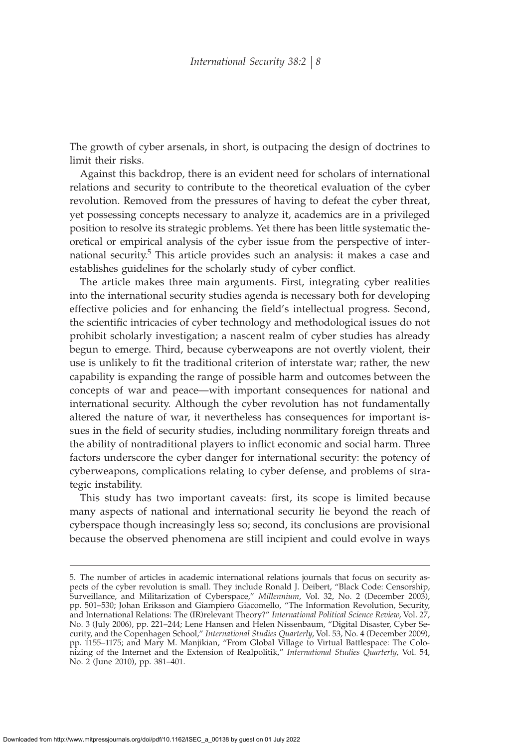The growth of cyber arsenals, in short, is outpacing the design of doctrines to limit their risks.

Against this backdrop, there is an evident need for scholars of international relations and security to contribute to the theoretical evaluation of the cyber revolution. Removed from the pressures of having to defeat the cyber threat, yet possessing concepts necessary to analyze it, academics are in a privileged position to resolve its strategic problems. Yet there has been little systematic theoretical or empirical analysis of the cyber issue from the perspective of international security.[5] This article provides such an analysis: it makes a case and establishes guidelines for the scholarly study of cyber conflict.

The article makes three main arguments. First, integrating cyber realities into the international security studies agenda is necessary both for developing effective policies and for enhancing the field's intellectual progress. Second, the scientific intricacies of cyber technology and methodological issues do not prohibit scholarly investigation; a nascent realm of cyber studies has already begun to emerge. Third, because cyberweapons are not overtly violent, their use is unlikely to fit the traditional criterion of interstate war; rather, the new capability is expanding the range of possible harm and outcomes between the concepts of war and peace—with important consequences for national and international security. Although the cyber revolution has not fundamentally altered the nature of war, it nevertheless has consequences for important issues in the field of security studies, including nonmilitary foreign threats and the ability of nontraditional players to inflict economic and social harm. Three factors underscore the cyber danger for international security: the potency of cyberweapons, complications relating to cyber defense, and problems of strategic instability.

This study has two important caveats: first, its scope is limited because many aspects of national and international security lie beyond the reach of cyberspace though increasingly less so; second, its conclusions are provisional because the observed phenomena are still incipient and could evolve in ways

5. The number of articles in academic international relations journals that focus on security aspects of the cyber revolution is small. They include Ronald J. Deibert, "Black Code: Censorship, Surveillance, and Militarization of Cyberspace," *Millennium*, Vol. 32, No. 2 (December 2003), pp. 501–530; Johan Eriksson and Giampiero Giacomello, "The Information Revolution, Security, and International Relations: The (IR)relevant Theory?" *International Political Science Review*, Vol. 27, No. 3 (July 2006), pp. 221–244; Lene Hansen and Helen Nissenbaum, "Digital Disaster, Cyber Security, and the Copenhagen School," *International Studies Quarterly*, Vol. 53, No. 4 (December 2009), pp. 1155–1175; and Mary M. Manjikian, "From Global Village to Virtual Battlespace: The Colonizing of the Internet and the Extension of Realpolitik," *International Studies Quarterly*, Vol. 54, No. 2 (June 2010), pp. 381–401.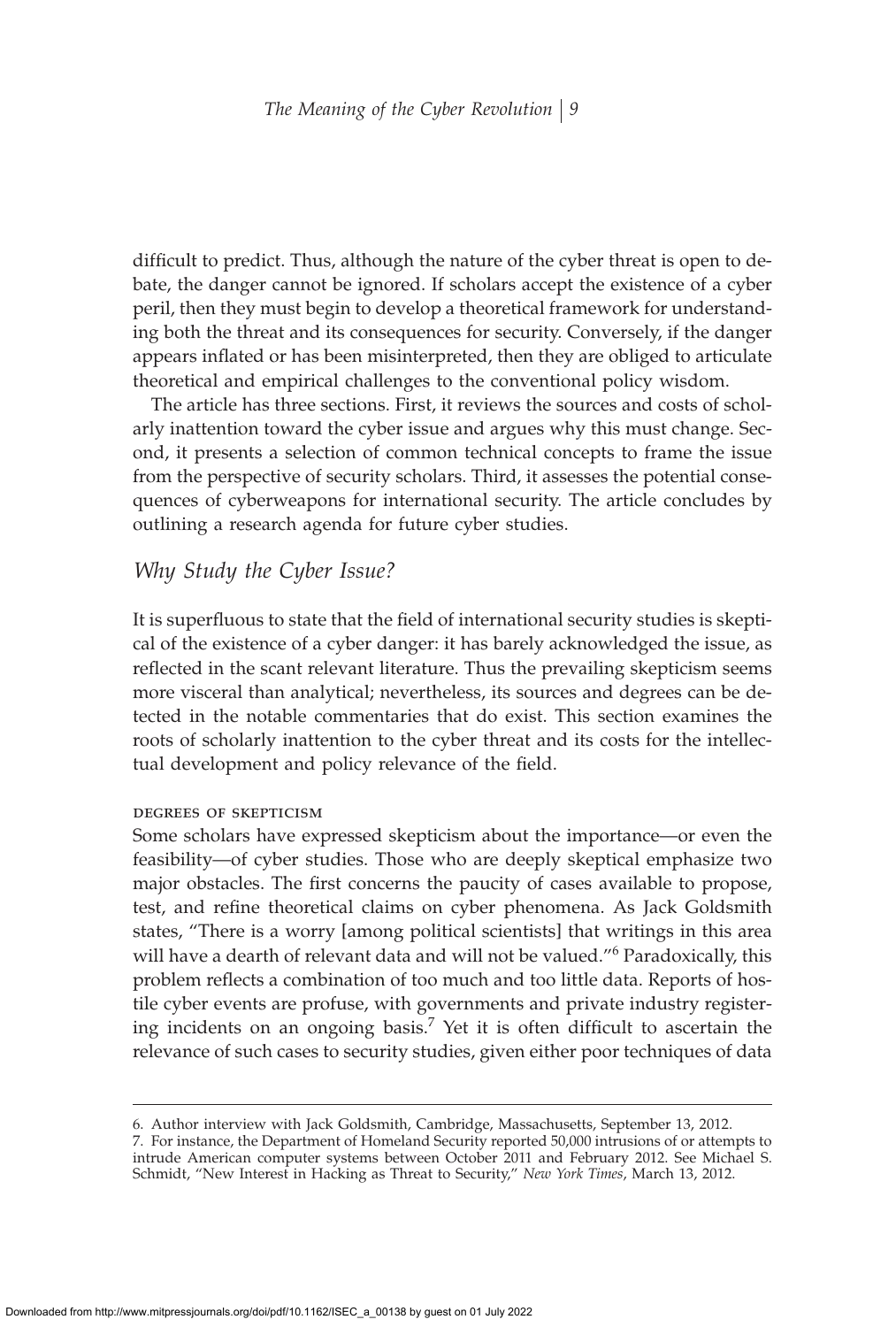difficult to predict. Thus, although the nature of the cyber threat is open to debate, the danger cannot be ignored. If scholars accept the existence of a cyber peril, then they must begin to develop a theoretical framework for understanding both the threat and its consequences for security. Conversely, if the danger appears inflated or has been misinterpreted, then they are obliged to articulate theoretical and empirical challenges to the conventional policy wisdom.

The article has three sections. First, it reviews the sources and costs of scholarly inattention toward the cyber issue and argues why this must change. Second, it presents a selection of common technical concepts to frame the issue from the perspective of security scholars. Third, it assesses the potential consequences of cyberweapons for international security. The article concludes by outlining a research agenda for future cyber studies.

## *Why Study the Cyber Issue?*

It is superfluous to state that the field of international security studies is skeptical of the existence of a cyber danger: it has barely acknowledged the issue, as reflected in the scant relevant literature. Thus the prevailing skepticism seems more visceral than analytical; nevertheless, its sources and degrees can be detected in the notable commentaries that do exist. This section examines the roots of scholarly inattention to the cyber threat and its costs for the intellectual development and policy relevance of the field.

### DEGREES OF SKEPTICISM

Some scholars have expressed skepticism about the importance—or even the feasibility—of cyber studies. Those who are deeply skeptical emphasize two major obstacles. The first concerns the paucity of cases available to propose, test, and refine theoretical claims on cyber phenomena. As Jack Goldsmith states, "There is a worry [among political scientists] that writings in this area will have a dearth of relevant data and will not be valued."[6] Paradoxically, this problem reflects a combination of too much and too little data. Reports of hostile cyber events are profuse, with governments and private industry registering incidents on an ongoing basis.[7] Yet it is often difficult to ascertain the relevance of such cases to security studies, given either poor techniques of data

6. Author interview with Jack Goldsmith, Cambridge, Massachusetts, September 13, 2012.
7. For instance, the Department of Homeland Security reported 50,000 intrusions of or attempts to intrude American computer systems between October 2011 and February 2012. See Michael S. Schmidt, "New Interest in Hacking as Threat to Security," *New York Times*, March 13, 2012.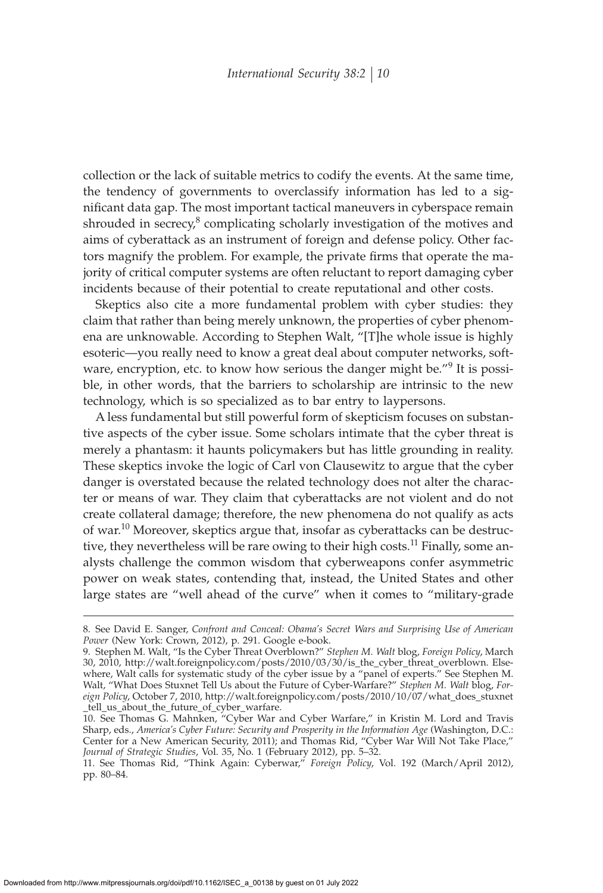collection or the lack of suitable metrics to codify the events. At the same time, the tendency of governments to overclassify information has led to a significant data gap. The most important tactical maneuvers in cyberspace remain shrouded in secrecy,[8] complicating scholarly investigation of the motives and aims of cyberattack as an instrument of foreign and defense policy. Other factors magnify the problem. For example, the private firms that operate the majority of critical computer systems are often reluctant to report damaging cyber incidents because of their potential to create reputational and other costs.

Skeptics also cite a more fundamental problem with cyber studies: they claim that rather than being merely unknown, the properties of cyber phenomena are unknowable. According to Stephen Walt, "[T]he whole issue is highly esoteric—you really need to know a great deal about computer networks, software, encryption, etc. to know how serious the danger might be."[9] It is possible, in other words, that the barriers to scholarship are intrinsic to the new technology, which is so specialized as to bar entry to laypersons.

A less fundamental but still powerful form of skepticism focuses on substantive aspects of the cyber issue. Some scholars intimate that the cyber threat is merely a phantasm: it haunts policymakers but has little grounding in reality. These skeptics invoke the logic of Carl von Clausewitz to argue that the cyber danger is overstated because the related technology does not alter the character or means of war. They claim that cyberattacks are not violent and do not create collateral damage; therefore, the new phenomena do not qualify as acts of war.[10] Moreover, skeptics argue that, insofar as cyberattacks can be destructive, they nevertheless will be rare owing to their high costs.[11] Finally, some analysts challenge the common wisdom that cyberweapons confer asymmetric power on weak states, contending that, instead, the United States and other large states are "well ahead of the curve" when it comes to "military-grade

---

8. See David E. Sanger, *Confront and Conceal: Obama's Secret Wars and Surprising Use of American Power* (New York: Crown, 2012), p. 291. Google e-book.

9. Stephen M. Walt, "Is the Cyber Threat Overblown?" *Stephen M. Walt* blog, *Foreign Policy*, March 30, 2010, http://walt.foreignpolicy.com/posts/2010/03/30/is_the_cyber_threat_overblown. Elsewhere, Walt calls for systematic study of the cyber issue by a "panel of experts." See Stephen M. Walt, "What Does Stuxnet Tell Us about the Future of Cyber-Warfare?" *Stephen M. Walt* blog, *Foreign Policy*, October 7, 2010, http://walt.foreignpolicy.com/posts/2010/10/07/what_does_stuxnet_tell_us_about_the_future_of_cyber_warfare.

10. See Thomas G. Mahnken, "Cyber War and Cyber Warfare," in Kristin M. Lord and Travis Sharp, eds., *America's Cyber Future: Security and Prosperity in the Information Age* (Washington, D.C.: Center for a New American Security, 2011); and Thomas Rid, "Cyber War Will Not Take Place," *Journal of Strategic Studies*, Vol. 35, No. 1 (February 2012), pp. 5–32.

11. See Thomas Rid, "Think Again: Cyberwar," *Foreign Policy*, Vol. 192 (March/April 2012), pp. 80–84.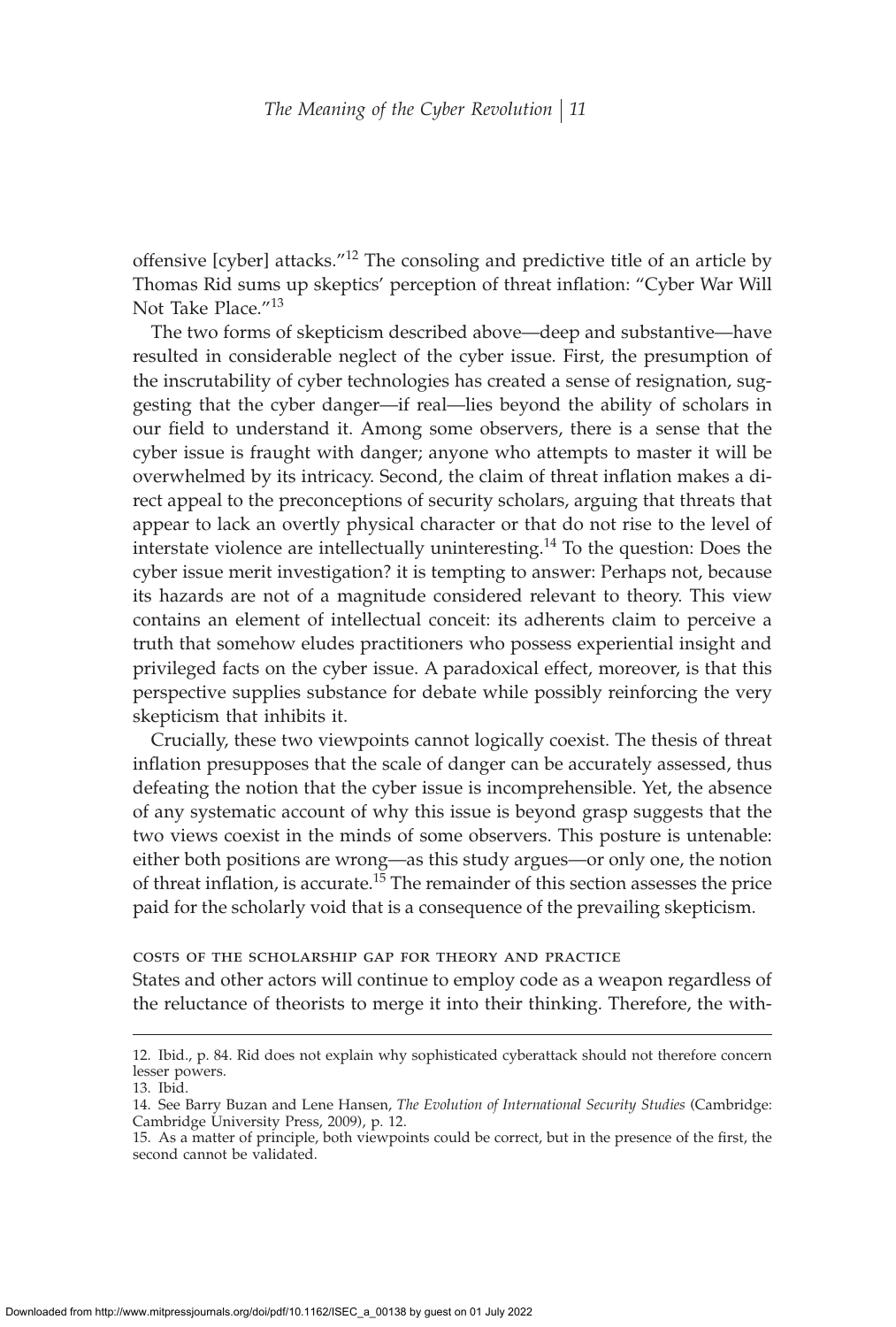offensive [cyber] attacks."[12] The consoling and predictive title of an article by Thomas Rid sums up skeptics' perception of threat inflation: "Cyber War Will Not Take Place."[13]

The two forms of skepticism described above—deep and substantive—have resulted in considerable neglect of the cyber issue. First, the presumption of the inscrutability of cyber technologies has created a sense of resignation, suggesting that the cyber danger—if real—lies beyond the ability of scholars in our field to understand it. Among some observers, there is a sense that the cyber issue is fraught with danger; anyone who attempts to master it will be overwhelmed by its intricacy. Second, the claim of threat inflation makes a direct appeal to the preconceptions of security scholars, arguing that threats that appear to lack an overtly physical character or that do not rise to the level of interstate violence are intellectually uninteresting.[14] To the question: Does the cyber issue merit investigation? it is tempting to answer: Perhaps not, because its hazards are not of a magnitude considered relevant to theory. This view contains an element of intellectual conceit: its adherents claim to perceive a truth that somehow eludes practitioners who possess experiential insight and privileged facts on the cyber issue. A paradoxical effect, moreover, is that this perspective supplies substance for debate while possibly reinforcing the very skepticism that inhibits it.

Crucially, these two viewpoints cannot logically coexist. The thesis of threat inflation presupposes that the scale of danger can be accurately assessed, thus defeating the notion that the cyber issue is incomprehensible. Yet, the absence of any systematic account of why this issue is beyond grasp suggests that the two views coexist in the minds of some observers. This posture is untenable: either both positions are wrong—as this study argues—or only one, the notion of threat inflation, is accurate.[15] The remainder of this section assesses the price paid for the scholarly void that is a consequence of the prevailing skepticism.

### COSTS OF THE SCHOLARSHIP GAP FOR THEORY AND PRACTICE

States and other actors will continue to employ code as a weapon regardless of the reluctance of theorists to merge it into their thinking. Therefore, the with-

---

12. Ibid., p. 84. Rid does not explain why sophisticated cyberattack should not therefore concern lesser powers.

13. Ibid.

14. See Barry Buzan and Lene Hansen, *The Evolution of International Security Studies* (Cambridge: Cambridge University Press, 2009), p. 12.

15. As a matter of principle, both viewpoints could be correct, but in the presence of the first, the second cannot be validated.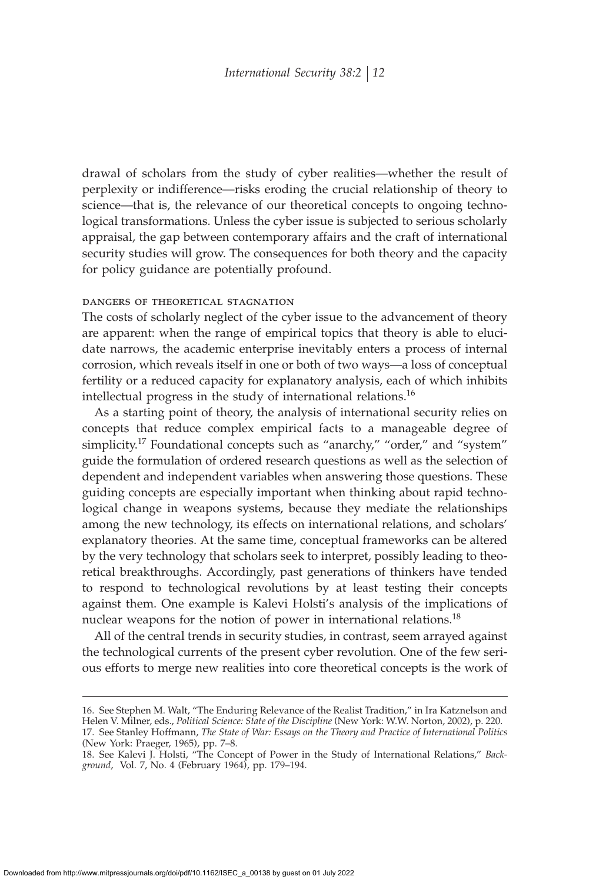drawal of scholars from the study of cyber realities—whether the result of perplexity or indifference—risks eroding the crucial relationship of theory to science—that is, the relevance of our theoretical concepts to ongoing technological transformations. Unless the cyber issue is subjected to serious scholarly appraisal, the gap between contemporary affairs and the craft of international security studies will grow. The consequences for both theory and the capacity for policy guidance are potentially profound.

### DANGERS OF THEORETICAL STAGNATION

The costs of scholarly neglect of the cyber issue to the advancement of theory are apparent: when the range of empirical topics that theory is able to elucidate narrows, the academic enterprise inevitably enters a process of internal corrosion, which reveals itself in one or both of two ways—a loss of conceptual fertility or a reduced capacity for explanatory analysis, each of which inhibits intellectual progress in the study of international relations.[16]

As a starting point of theory, the analysis of international security relies on concepts that reduce complex empirical facts to a manageable degree of simplicity.[17] Foundational concepts such as "anarchy," "order," and "system" guide the formulation of ordered research questions as well as the selection of dependent and independent variables when answering those questions. These guiding concepts are especially important when thinking about rapid technological change in weapons systems, because they mediate the relationships among the new technology, its effects on international relations, and scholars' explanatory theories. At the same time, conceptual frameworks can be altered by the very technology that scholars seek to interpret, possibly leading to theoretical breakthroughs. Accordingly, past generations of thinkers have tended to respond to technological revolutions by at least testing their concepts against them. One example is Kalevi Holsti's analysis of the implications of nuclear weapons for the notion of power in international relations.[18]

All of the central trends in security studies, in contrast, seem arrayed against the technological currents of the present cyber revolution. One of the few serious efforts to merge new realities into core theoretical concepts is the work of

16. See Stephen M. Walt, "The Enduring Relevance of the Realist Tradition," in Ira Katznelson and Helen V. Milner, eds., *Political Science: State of the Discipline* (New York: W.W. Norton, 2002), p. 220.
17. See Stanley Hoffmann, *The State of War: Essays on the Theory and Practice of International Politics* (New York: Praeger, 1965), pp. 7–8.
18. See Kalevi J. Holsti, "The Concept of Power in the Study of International Relations," *Background*, Vol. 7, No. 4 (February 1964), pp. 179–194.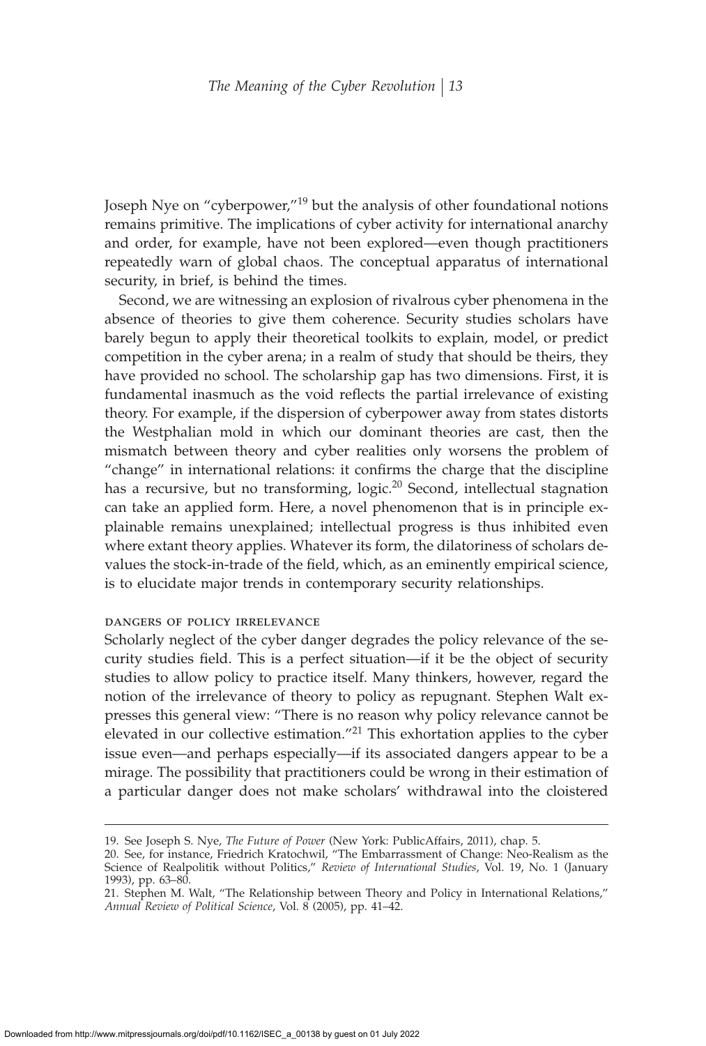Joseph Nye on "cyberpower,"[19] but the analysis of other foundational notions remains primitive. The implications of cyber activity for international anarchy and order, for example, have not been explored—even though practitioners repeatedly warn of global chaos. The conceptual apparatus of international security, in brief, is behind the times.

Second, we are witnessing an explosion of rivalrous cyber phenomena in the absence of theories to give them coherence. Security studies scholars have barely begun to apply their theoretical toolkits to explain, model, or predict competition in the cyber arena; in a realm of study that should be theirs, they have provided no school. The scholarship gap has two dimensions. First, it is fundamental inasmuch as the void reflects the partial irrelevance of existing theory. For example, if the dispersion of cyberpower away from states distorts the Westphalian mold in which our dominant theories are cast, then the mismatch between theory and cyber realities only worsens the problem of "change" in international relations: it confirms the charge that the discipline has a recursive, but no transforming, logic.[20] Second, intellectual stagnation can take an applied form. Here, a novel phenomenon that is in principle explainable remains unexplained; intellectual progress is thus inhibited even where extant theory applies. Whatever its form, the dilatoriness of scholars devalues the stock-in-trade of the field, which, as an eminently empirical science, is to elucidate major trends in contemporary security relationships.

### DANGERS OF POLICY IRRELEVANCE

Scholarly neglect of the cyber danger degrades the policy relevance of the security studies field. This is a perfect situation—if it be the object of security studies to allow policy to practice itself. Many thinkers, however, regard the notion of the irrelevance of theory to policy as repugnant. Stephen Walt expresses this general view: "There is no reason why policy relevance cannot be elevated in our collective estimation."[21] This exhortation applies to the cyber issue even—and perhaps especially—if its associated dangers appear to be a mirage. The possibility that practitioners could be wrong in their estimation of a particular danger does not make scholars' withdrawal into the cloistered

---

19. See Joseph S. Nye, *The Future of Power* (New York: PublicAffairs, 2011), chap. 5.

20. See, for instance, Friedrich Kratochwil, "The Embarrassment of Change: Neo-Realism as the Science of Realpolitik without Politics," *Review of International Studies*, Vol. 19, No. 1 (January 1993), pp. 63–80.

21. Stephen M. Walt, "The Relationship between Theory and Policy in International Relations," *Annual Review of Political Science*, Vol. 8 (2005), pp. 41–42.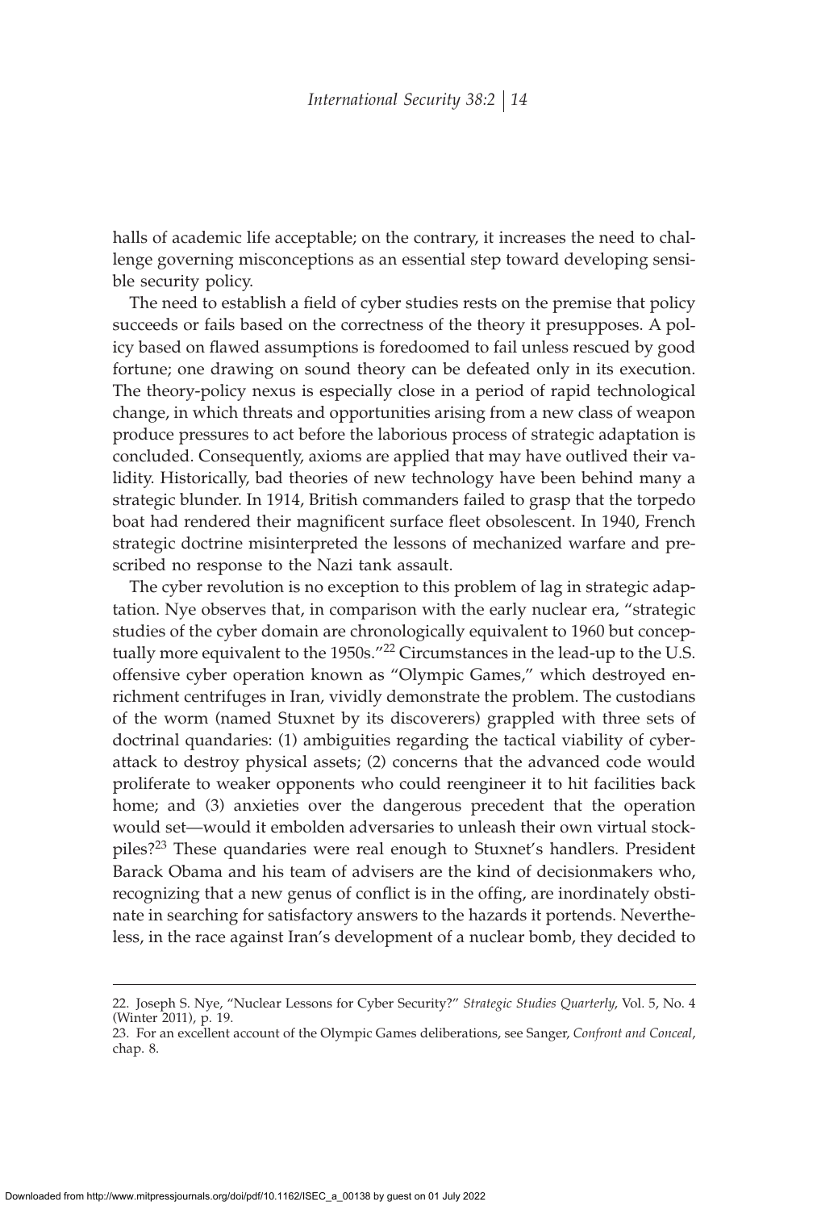halls of academic life acceptable; on the contrary, it increases the need to challenge governing misconceptions as an essential step toward developing sensible security policy.

The need to establish a field of cyber studies rests on the premise that policy succeeds or fails based on the correctness of the theory it presupposes. A policy based on flawed assumptions is foredoomed to fail unless rescued by good fortune; one drawing on sound theory can be defeated only in its execution. The theory-policy nexus is especially close in a period of rapid technological change, in which threats and opportunities arising from a new class of weapon produce pressures to act before the laborious process of strategic adaptation is concluded. Consequently, axioms are applied that may have outlived their validity. Historically, bad theories of new technology have been behind many a strategic blunder. In 1914, British commanders failed to grasp that the torpedo boat had rendered their magnificent surface fleet obsolescent. In 1940, French strategic doctrine misinterpreted the lessons of mechanized warfare and prescribed no response to the Nazi tank assault.

The cyber revolution is no exception to this problem of lag in strategic adaptation. Nye observes that, in comparison with the early nuclear era, "strategic studies of the cyber domain are chronologically equivalent to 1960 but conceptually more equivalent to the 1950s."[22] Circumstances in the lead-up to the U.S. offensive cyber operation known as "Olympic Games," which destroyed enrichment centrifuges in Iran, vividly demonstrate the problem. The custodians of the worm (named Stuxnet by its discoverers) grappled with three sets of doctrinal quandaries: (1) ambiguities regarding the tactical viability of cyberattack to destroy physical assets; (2) concerns that the advanced code would proliferate to weaker opponents who could reengineer it to hit facilities back home; and (3) anxieties over the dangerous precedent that the operation would set—would it embolden adversaries to unleash their own virtual stockpiles?[23] These quandaries were real enough to Stuxnet's handlers. President Barack Obama and his team of advisers are the kind of decisionmakers who, recognizing that a new genus of conflict is in the offing, are inordinately obstinate in searching for satisfactory answers to the hazards it portends. Nevertheless, in the race against Iran's development of a nuclear bomb, they decided to

---

22. Joseph S. Nye, "Nuclear Lessons for Cyber Security?" *Strategic Studies Quarterly*, Vol. 5, No. 4 (Winter 2011), p. 19.

23. For an excellent account of the Olympic Games deliberations, see Sanger, *Confront and Conceal*, chap. 8.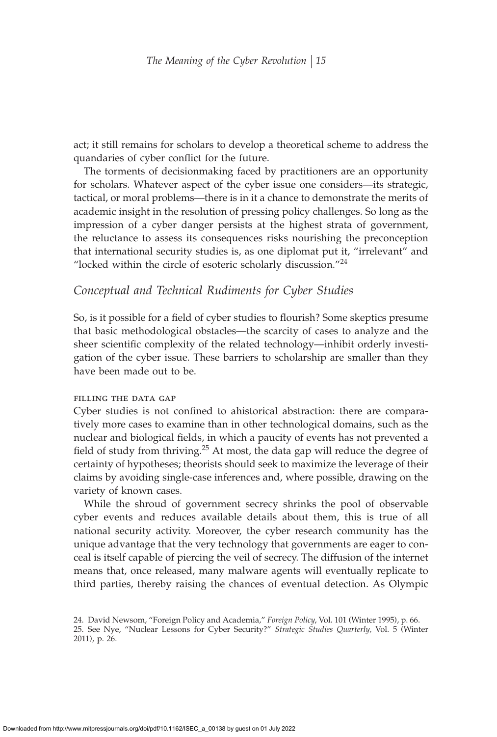act; it still remains for scholars to develop a theoretical scheme to address the quandaries of cyber conflict for the future.

The torments of decisionmaking faced by practitioners are an opportunity for scholars. Whatever aspect of the cyber issue one considers—its strategic, tactical, or moral problems—there is in it a chance to demonstrate the merits of academic insight in the resolution of pressing policy challenges. So long as the impression of a cyber danger persists at the highest strata of government, the reluctance to assess its consequences risks nourishing the preconception that international security studies is, as one diplomat put it, "irrelevant" and "locked within the circle of esoteric scholarly discussion."[24]

## *Conceptual and Technical Rudiments for Cyber Studies*

So, is it possible for a field of cyber studies to flourish? Some skeptics presume that basic methodological obstacles—the scarcity of cases to analyze and the sheer scientific complexity of the related technology—inhibit orderly investigation of the cyber issue. These barriers to scholarship are smaller than they have been made out to be.

### FILLING THE DATA GAP

Cyber studies is not confined to ahistorical abstraction: there are comparatively more cases to examine than in other technological domains, such as the nuclear and biological fields, in which a paucity of events has not prevented a field of study from thriving.[25] At most, the data gap will reduce the degree of certainty of hypotheses; theorists should seek to maximize the leverage of their claims by avoiding single-case inferences and, where possible, drawing on the variety of known cases.

While the shroud of government secrecy shrinks the pool of observable cyber events and reduces available details about them, this is true of all national security activity. Moreover, the cyber research community has the unique advantage that the very technology that governments are eager to conceal is itself capable of piercing the veil of secrecy. The diffusion of the internet means that, once released, many malware agents will eventually replicate to third parties, thereby raising the chances of eventual detection. As Olympic

---

24. David Newsom, "Foreign Policy and Academia," *Foreign Policy*, Vol. 101 (Winter 1995), p. 66.
25. See Nye, "Nuclear Lessons for Cyber Security?" *Strategic Studies Quarterly,* Vol. 5 (Winter 2011), p. 26.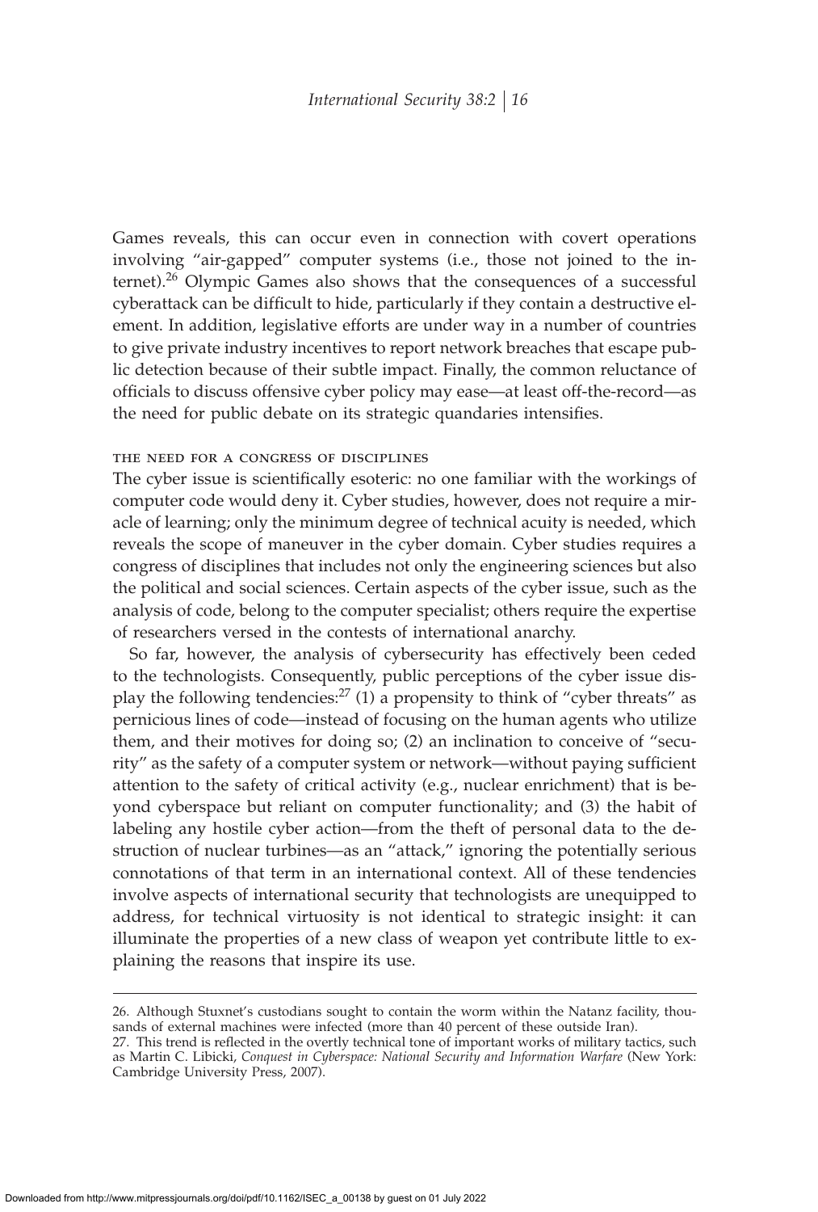Games reveals, this can occur even in connection with covert operations involving "air-gapped" computer systems (i.e., those not joined to the internet).[26] Olympic Games also shows that the consequences of a successful cyberattack can be difficult to hide, particularly if they contain a destructive element. In addition, legislative efforts are under way in a number of countries to give private industry incentives to report network breaches that escape public detection because of their subtle impact. Finally, the common reluctance of officials to discuss offensive cyber policy may ease—at least off-the-record—as the need for public debate on its strategic quandaries intensifies.

### THE NEED FOR A CONGRESS OF DISCIPLINES

The cyber issue is scientifically esoteric: no one familiar with the workings of computer code would deny it. Cyber studies, however, does not require a miracle of learning; only the minimum degree of technical acuity is needed, which reveals the scope of maneuver in the cyber domain. Cyber studies requires a congress of disciplines that includes not only the engineering sciences but also the political and social sciences. Certain aspects of the cyber issue, such as the analysis of code, belong to the computer specialist; others require the expertise of researchers versed in the contests of international anarchy.

So far, however, the analysis of cybersecurity has effectively been ceded to the technologists. Consequently, public perceptions of the cyber issue display the following tendencies:[27] (1) a propensity to think of "cyber threats" as pernicious lines of code—instead of focusing on the human agents who utilize them, and their motives for doing so; (2) an inclination to conceive of "security" as the safety of a computer system or network—without paying sufficient attention to the safety of critical activity (e.g., nuclear enrichment) that is beyond cyberspace but reliant on computer functionality; and (3) the habit of labeling any hostile cyber action—from the theft of personal data to the destruction of nuclear turbines—as an "attack," ignoring the potentially serious connotations of that term in an international context. All of these tendencies involve aspects of international security that technologists are unequipped to address, for technical virtuosity is not identical to strategic insight: it can illuminate the properties of a new class of weapon yet contribute little to explaining the reasons that inspire its use.

---

26. Although Stuxnet's custodians sought to contain the worm within the Natanz facility, thousands of external machines were infected (more than 40 percent of these outside Iran).

27. This trend is reflected in the overtly technical tone of important works of military tactics, such as Martin C. Libicki, *Conquest in Cyberspace: National Security and Information Warfare* (New York: Cambridge University Press, 2007).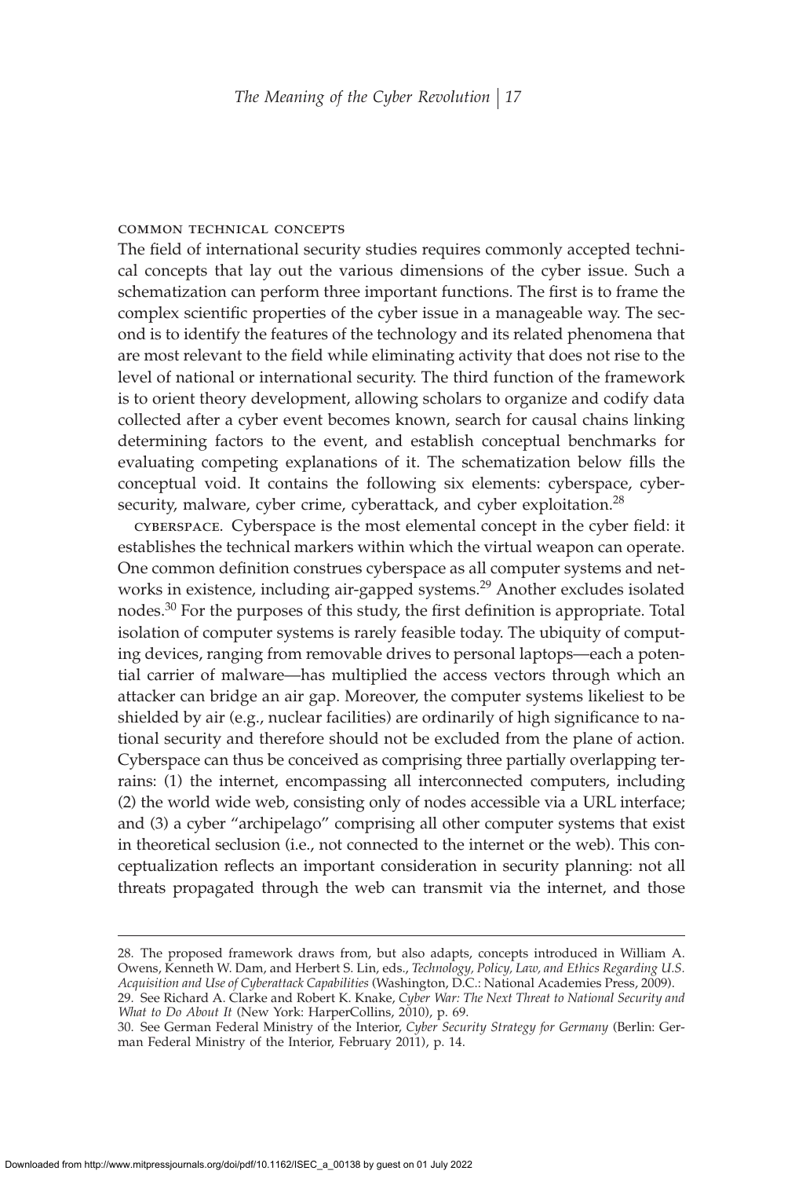### Common Technical Concepts

The field of international security studies requires commonly accepted technical concepts that lay out the various dimensions of the cyber issue. Such a schematization can perform three important functions. The first is to frame the complex scientific properties of the cyber issue in a manageable way. The second is to identify the features of the technology and its related phenomena that are most relevant to the field while eliminating activity that does not rise to the level of national or international security. The third function of the framework is to orient theory development, allowing scholars to organize and codify data collected after a cyber event becomes known, search for causal chains linking determining factors to the event, and establish conceptual benchmarks for evaluating competing explanations of it. The schematization below fills the conceptual void. It contains the following six elements: cyberspace, cybersecurity, malware, cyber crime, cyberattack, and cyber exploitation.[28]

Cyberspace. Cyberspace is the most elemental concept in the cyber field: it establishes the technical markers within which the virtual weapon can operate. One common definition construes cyberspace as all computer systems and networks in existence, including air-gapped systems.[29] Another excludes isolated nodes.[30] For the purposes of this study, the first definition is appropriate. Total isolation of computer systems is rarely feasible today. The ubiquity of computing devices, ranging from removable drives to personal laptops—each a potential carrier of malware—has multiplied the access vectors through which an attacker can bridge an air gap. Moreover, the computer systems likeliest to be shielded by air (e.g., nuclear facilities) are ordinarily of high significance to national security and therefore should not be excluded from the plane of action. Cyberspace can thus be conceived as comprising three partially overlapping terrains: (1) the internet, encompassing all interconnected computers, including (2) the world wide web, consisting only of nodes accessible via a URL interface; and (3) a cyber "archipelago" comprising all other computer systems that exist in theoretical seclusion (i.e., not connected to the internet or the web). This conceptualization reflects an important consideration in security planning: not all threats propagated through the web can transmit via the internet, and those

---

28. The proposed framework draws from, but also adapts, concepts introduced in William A. Owens, Kenneth W. Dam, and Herbert S. Lin, eds., *Technology, Policy, Law, and Ethics Regarding U.S. Acquisition and Use of Cyberattack Capabilities* (Washington, D.C.: National Academies Press, 2009).

29. See Richard A. Clarke and Robert K. Knake, *Cyber War: The Next Threat to National Security and What to Do About It* (New York: HarperCollins, 2010), p. 69.

30. See German Federal Ministry of the Interior, *Cyber Security Strategy for Germany* (Berlin: German Federal Ministry of the Interior, February 2011), p. 14.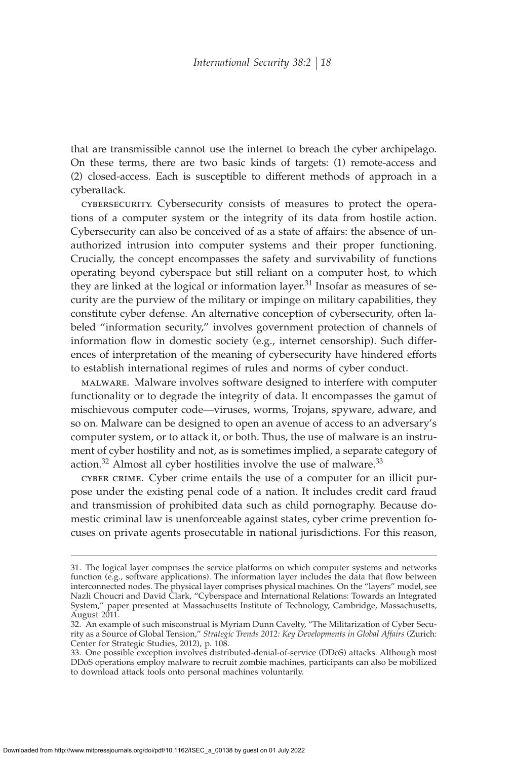that are transmissible cannot use the internet to breach the cyber archipelago. On these terms, there are two basic kinds of targets: (1) remote-access and (2) closed-access. Each is susceptible to different methods of approach in a cyberattack.

CYBERSECURITY. Cybersecurity consists of measures to protect the operations of a computer system or the integrity of its data from hostile action. Cybersecurity can also be conceived of as a state of affairs: the absence of unauthorized intrusion into computer systems and their proper functioning. Crucially, the concept encompasses the safety and survivability of functions operating beyond cyberspace but still reliant on a computer host, to which they are linked at the logical or information layer.[31] Insofar as measures of security are the purview of the military or impinge on military capabilities, they constitute cyber defense. An alternative conception of cybersecurity, often labeled "information security," involves government protection of channels of information flow in domestic society (e.g., internet censorship). Such differences of interpretation of the meaning of cybersecurity have hindered efforts to establish international regimes of rules and norms of cyber conduct.

MALWARE. Malware involves software designed to interfere with computer functionality or to degrade the integrity of data. It encompasses the gamut of mischievous computer code—viruses, worms, Trojans, spyware, adware, and so on. Malware can be designed to open an avenue of access to an adversary's computer system, or to attack it, or both. Thus, the use of malware is an instrument of cyber hostility and not, as is sometimes implied, a separate category of action.[32] Almost all cyber hostilities involve the use of malware.[33]

CYBER CRIME. Cyber crime entails the use of a computer for an illicit purpose under the existing penal code of a nation. It includes credit card fraud and transmission of prohibited data such as child pornography. Because domestic criminal law is unenforceable against states, cyber crime prevention focuses on private agents prosecutable in national jurisdictions. For this reason,

31. The logical layer comprises the service platforms on which computer systems and networks function (e.g., software applications). The information layer includes the data that flow between interconnected nodes. The physical layer comprises physical machines. On the "layers" model, see Nazli Choucri and David Clark, "Cyberspace and International Relations: Towards an Integrated System," paper presented at Massachusetts Institute of Technology, Cambridge, Massachusetts, August 2011.

32. An example of such misconstrual is Myriam Dunn Cavelty, "The Militarization of Cyber Security as a Source of Global Tension," *Strategic Trends 2012: Key Developments in Global Affairs* (Zurich: Center for Strategic Studies, 2012), p. 108.

33. One possible exception involves distributed-denial-of-service (DDoS) attacks. Although most DDoS operations employ malware to recruit zombie machines, participants can also be mobilized to download attack tools onto personal machines voluntarily.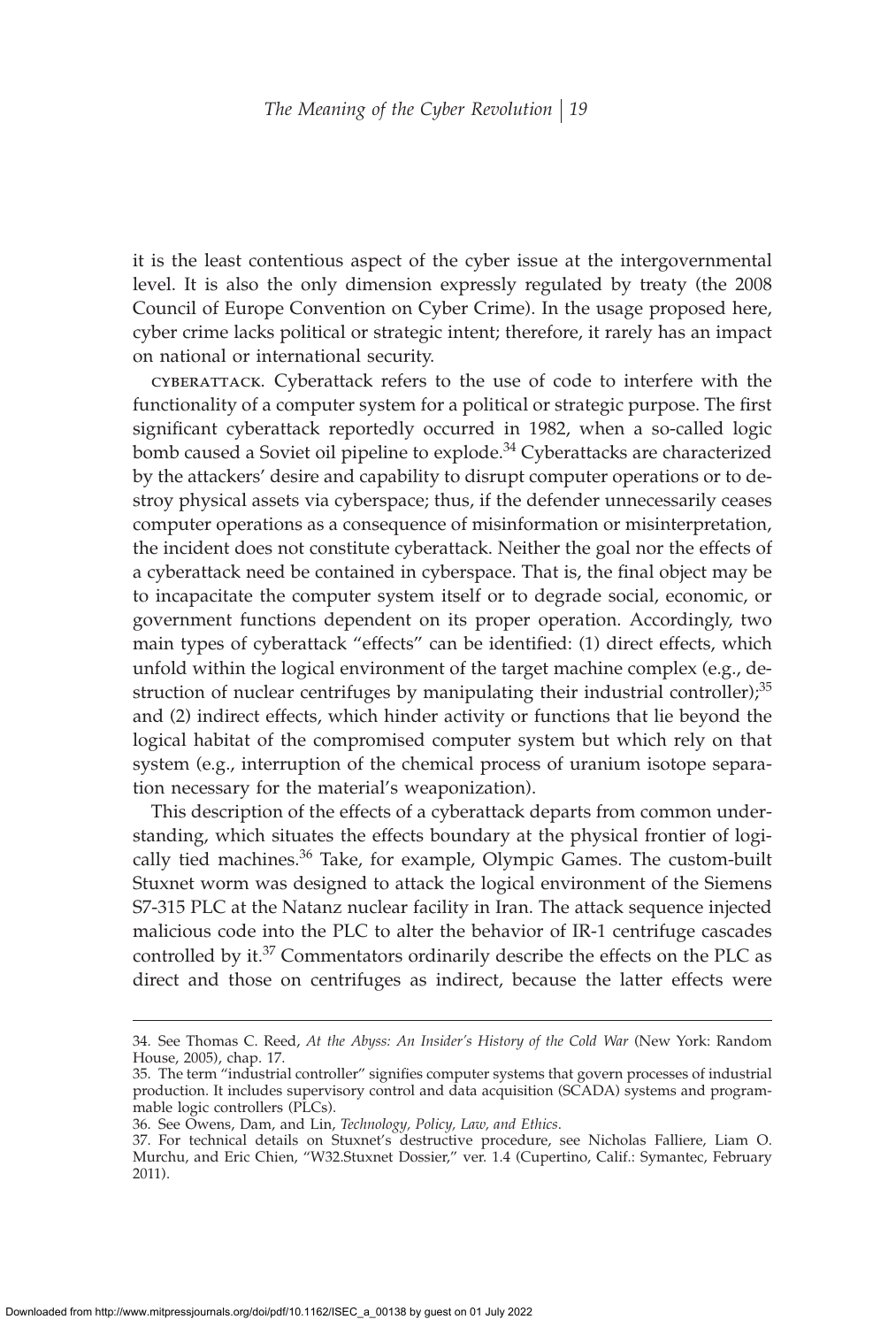it is the least contentious aspect of the cyber issue at the intergovernmental level. It is also the only dimension expressly regulated by treaty (the 2008 Council of Europe Convention on Cyber Crime). In the usage proposed here, cyber crime lacks political or strategic intent; therefore, it rarely has an impact on national or international security.

CYBERATTACK. Cyberattack refers to the use of code to interfere with the functionality of a computer system for a political or strategic purpose. The first significant cyberattack reportedly occurred in 1982, when a so-called logic bomb caused a Soviet oil pipeline to explode.[34] Cyberattacks are characterized by the attackers' desire and capability to disrupt computer operations or to destroy physical assets via cyberspace; thus, if the defender unnecessarily ceases computer operations as a consequence of misinformation or misinterpretation, the incident does not constitute cyberattack. Neither the goal nor the effects of a cyberattack need be contained in cyberspace. That is, the final object may be to incapacitate the computer system itself or to degrade social, economic, or government functions dependent on its proper operation. Accordingly, two main types of cyberattack "effects" can be identified: (1) direct effects, which unfold within the logical environment of the target machine complex (e.g., destruction of nuclear centrifuges by manipulating their industrial controller);[35] and (2) indirect effects, which hinder activity or functions that lie beyond the logical habitat of the compromised computer system but which rely on that system (e.g., interruption of the chemical process of uranium isotope separation necessary for the material's weaponization).

This description of the effects of a cyberattack departs from common understanding, which situates the effects boundary at the physical frontier of logically tied machines.[36] Take, for example, Olympic Games. The custom-built Stuxnet worm was designed to attack the logical environment of the Siemens S7-315 PLC at the Natanz nuclear facility in Iran. The attack sequence injected malicious code into the PLC to alter the behavior of IR-1 centrifuge cascades controlled by it.[37] Commentators ordinarily describe the effects on the PLC as direct and those on centrifuges as indirect, because the latter effects were

---

34. See Thomas C. Reed, *At the Abyss: An Insider's History of the Cold War* (New York: Random House, 2005), chap. 17.

35. The term "industrial controller" signifies computer systems that govern processes of industrial production. It includes supervisory control and data acquisition (SCADA) systems and programmable logic controllers (PLCs).

36. See Owens, Dam, and Lin, *Technology, Policy, Law, and Ethics*.

37. For technical details on Stuxnet's destructive procedure, see Nicholas Falliere, Liam O. Murchu, and Eric Chien, "W32.Stuxnet Dossier," ver. 1.4 (Cupertino, Calif.: Symantec, February 2011).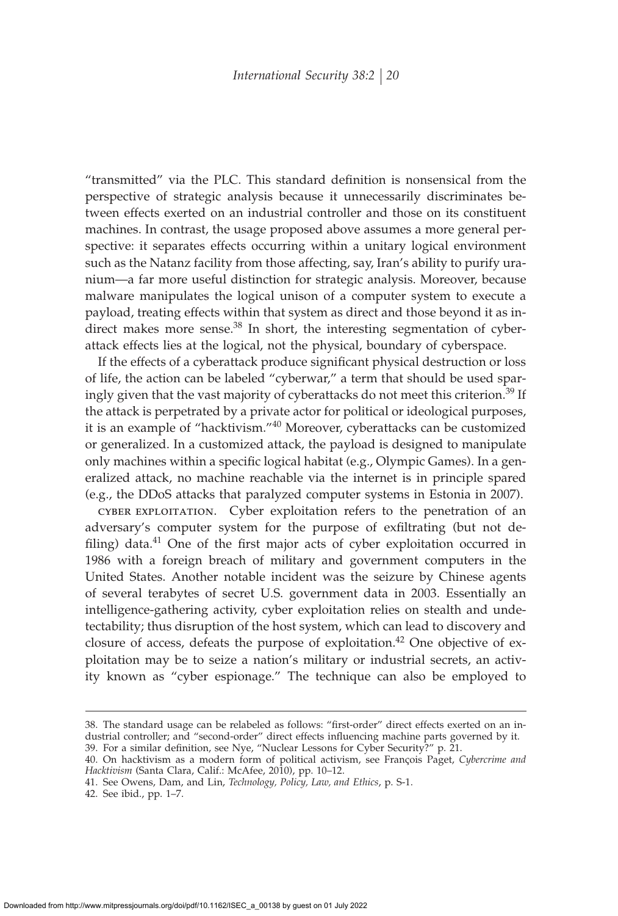"transmitted" via the PLC. This standard definition is nonsensical from the perspective of strategic analysis because it unnecessarily discriminates between effects exerted on an industrial controller and those on its constituent machines. In contrast, the usage proposed above assumes a more general perspective: it separates effects occurring within a unitary logical environment such as the Natanz facility from those affecting, say, Iran's ability to purify uranium—a far more useful distinction for strategic analysis. Moreover, because malware manipulates the logical unison of a computer system to execute a payload, treating effects within that system as direct and those beyond it as indirect makes more sense.[38] In short, the interesting segmentation of cyberattack effects lies at the logical, not the physical, boundary of cyberspace.

If the effects of a cyberattack produce significant physical destruction or loss of life, the action can be labeled "cyberwar," a term that should be used sparingly given that the vast majority of cyberattacks do not meet this criterion.[39] If the attack is perpetrated by a private actor for political or ideological purposes, it is an example of "hacktivism."[40] Moreover, cyberattacks can be customized or generalized. In a customized attack, the payload is designed to manipulate only machines within a specific logical habitat (e.g., Olympic Games). In a generalized attack, no machine reachable via the internet is in principle spared (e.g., the DDoS attacks that paralyzed computer systems in Estonia in 2007).

CYBER EXPLOITATION. Cyber exploitation refers to the penetration of an adversary's computer system for the purpose of exfiltrating (but not defiling) data.[41] One of the first major acts of cyber exploitation occurred in 1986 with a foreign breach of military and government computers in the United States. Another notable incident was the seizure by Chinese agents of several terabytes of secret U.S. government data in 2003. Essentially an intelligence-gathering activity, cyber exploitation relies on stealth and undetectability; thus disruption of the host system, which can lead to discovery and closure of access, defeats the purpose of exploitation.[42] One objective of exploitation may be to seize a nation's military or industrial secrets, an activity known as "cyber espionage." The technique can also be employed to

---

38. The standard usage can be relabeled as follows: "first-order" direct effects exerted on an industrial controller; and "second-order" direct effects influencing machine parts governed by it.
39. For a similar definition, see Nye, "Nuclear Lessons for Cyber Security?" p. 21.
40. On hacktivism as a modern form of political activism, see François Paget, *Cybercrime and Hacktivism* (Santa Clara, Calif.: McAfee, 2010), pp. 10–12.
41. See Owens, Dam, and Lin, *Technology, Policy, Law, and Ethics*, p. S-1.
42. See ibid., pp. 1–7.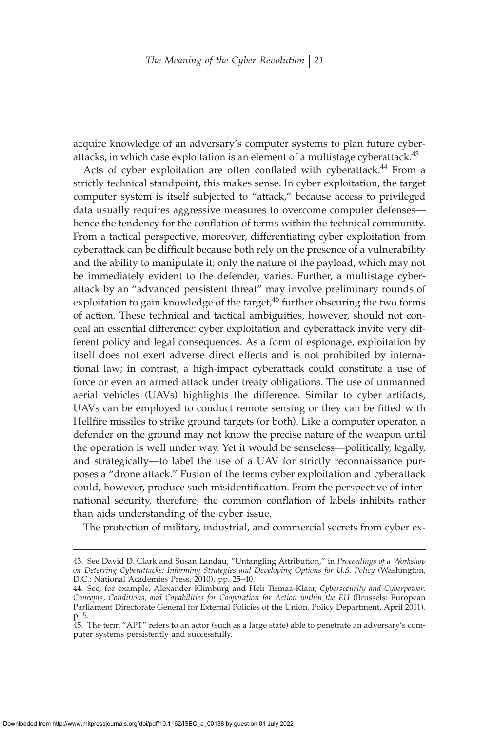acquire knowledge of an adversary's computer systems to plan future cyberattacks, in which case exploitation is an element of a multistage cyberattack.[43]

Acts of cyber exploitation are often conflated with cyberattack.[44] From a strictly technical standpoint, this makes sense. In cyber exploitation, the target computer system is itself subjected to "attack," because access to privileged data usually requires aggressive measures to overcome computer defenses—hence the tendency for the conflation of terms within the technical community. From a tactical perspective, moreover, differentiating cyber exploitation from cyberattack can be difficult because both rely on the presence of a vulnerability and the ability to manipulate it; only the nature of the payload, which may not be immediately evident to the defender, varies. Further, a multistage cyberattack by an "advanced persistent threat" may involve preliminary rounds of exploitation to gain knowledge of the target,[45] further obscuring the two forms of action. These technical and tactical ambiguities, however, should not conceal an essential difference: cyber exploitation and cyberattack invite very different policy and legal consequences. As a form of espionage, exploitation by itself does not exert adverse direct effects and is not prohibited by international law; in contrast, a high-impact cyberattack could constitute a use of force or even an armed attack under treaty obligations. The use of unmanned aerial vehicles (UAVs) highlights the difference. Similar to cyber artifacts, UAVs can be employed to conduct remote sensing or they can be fitted with Hellfire missiles to strike ground targets (or both). Like a computer operator, a defender on the ground may not know the precise nature of the weapon until the operation is well under way. Yet it would be senseless—politically, legally, and strategically—to label the use of a UAV for strictly reconnaissance purposes a "drone attack." Fusion of the terms cyber exploitation and cyberattack could, however, produce such misidentification. From the perspective of international security, therefore, the common conflation of labels inhibits rather than aids understanding of the cyber issue.

The protection of military, industrial, and commercial secrets from cyber ex-

---

43. See David D. Clark and Susan Landau, "Untangling Attribution," in *Proceedings of a Workshop on Deterring Cyberattacks: Informing Strategies and Developing Options for U.S. Policy* (Washington, D.C.: National Academies Press, 2010), pp. 25–40.

44. See, for example, Alexander Klimburg and Heli Tirmaa-Klaar, *Cybersecurity and Cyberpower: Concepts, Conditions, and Capabilities for Cooperation for Action within the EU* (Brussels: European Parliament Directorate General for External Policies of the Union, Policy Department, April 2011), p. 5.

45. The term "APT" refers to an actor (such as a large state) able to penetrate an adversary's computer systems persistently and successfully.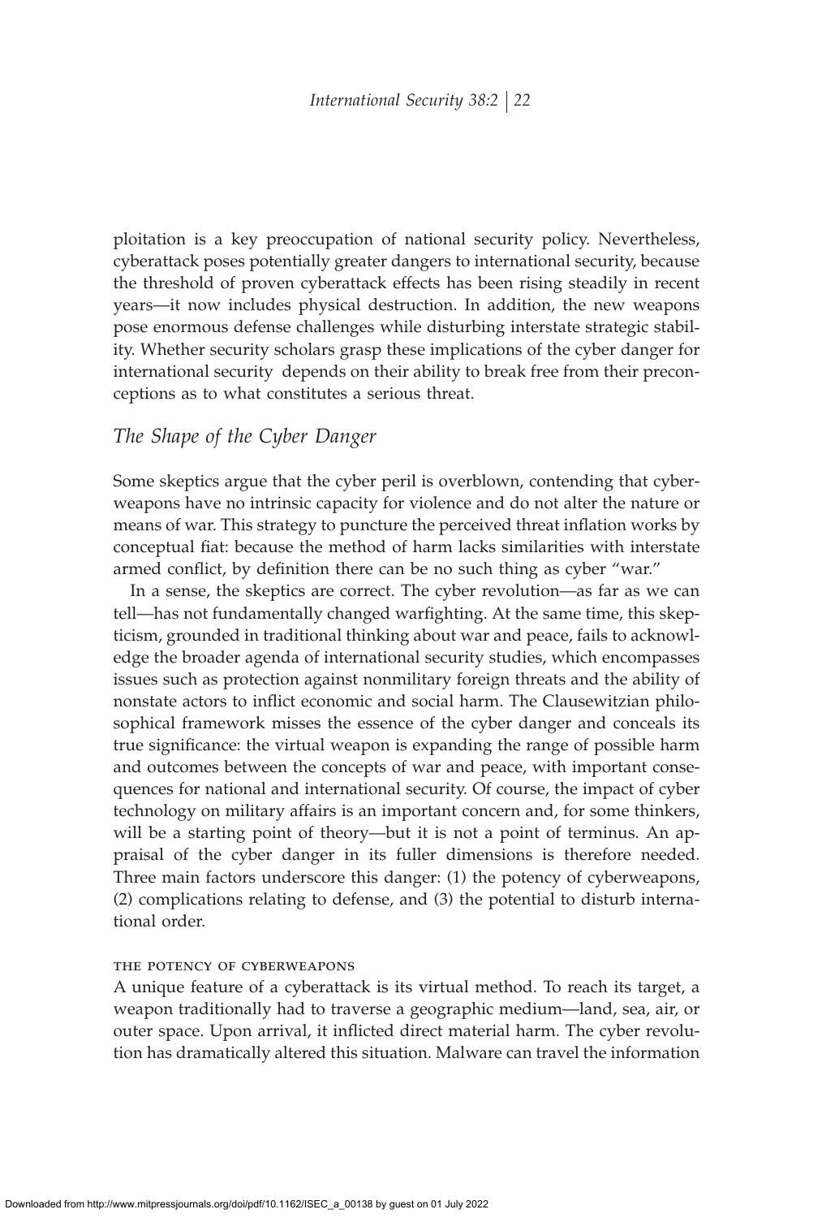ploitation is a key preoccupation of national security policy. Nevertheless, cyberattack poses potentially greater dangers to international security, because the threshold of proven cyberattack effects has been rising steadily in recent years—it now includes physical destruction. In addition, the new weapons pose enormous defense challenges while disturbing interstate strategic stability. Whether security scholars grasp these implications of the cyber danger for international security depends on their ability to break free from their preconceptions as to what constitutes a serious threat.

## *The Shape of the Cyber Danger*

Some skeptics argue that the cyber peril is overblown, contending that cyberweapons have no intrinsic capacity for violence and do not alter the nature or means of war. This strategy to puncture the perceived threat inflation works by conceptual fiat: because the method of harm lacks similarities with interstate armed conflict, by definition there can be no such thing as cyber "war."

In a sense, the skeptics are correct. The cyber revolution—as far as we can tell—has not fundamentally changed warfighting. At the same time, this skepticism, grounded in traditional thinking about war and peace, fails to acknowledge the broader agenda of international security studies, which encompasses issues such as protection against nonmilitary foreign threats and the ability of nonstate actors to inflict economic and social harm. The Clausewitzian philosophical framework misses the essence of the cyber danger and conceals its true significance: the virtual weapon is expanding the range of possible harm and outcomes between the concepts of war and peace, with important consequences for national and international security. Of course, the impact of cyber technology on military affairs is an important concern and, for some thinkers, will be a starting point of theory—but it is not a point of terminus. An appraisal of the cyber danger in its fuller dimensions is therefore needed. Three main factors underscore this danger: (1) the potency of cyberweapons, (2) complications relating to defense, and (3) the potential to disturb international order.

### THE POTENCY OF CYBERWEAPONS

A unique feature of a cyberattack is its virtual method. To reach its target, a weapon traditionally had to traverse a geographic medium—land, sea, air, or outer space. Upon arrival, it inflicted direct material harm. The cyber revolution has dramatically altered this situation. Malware can travel the information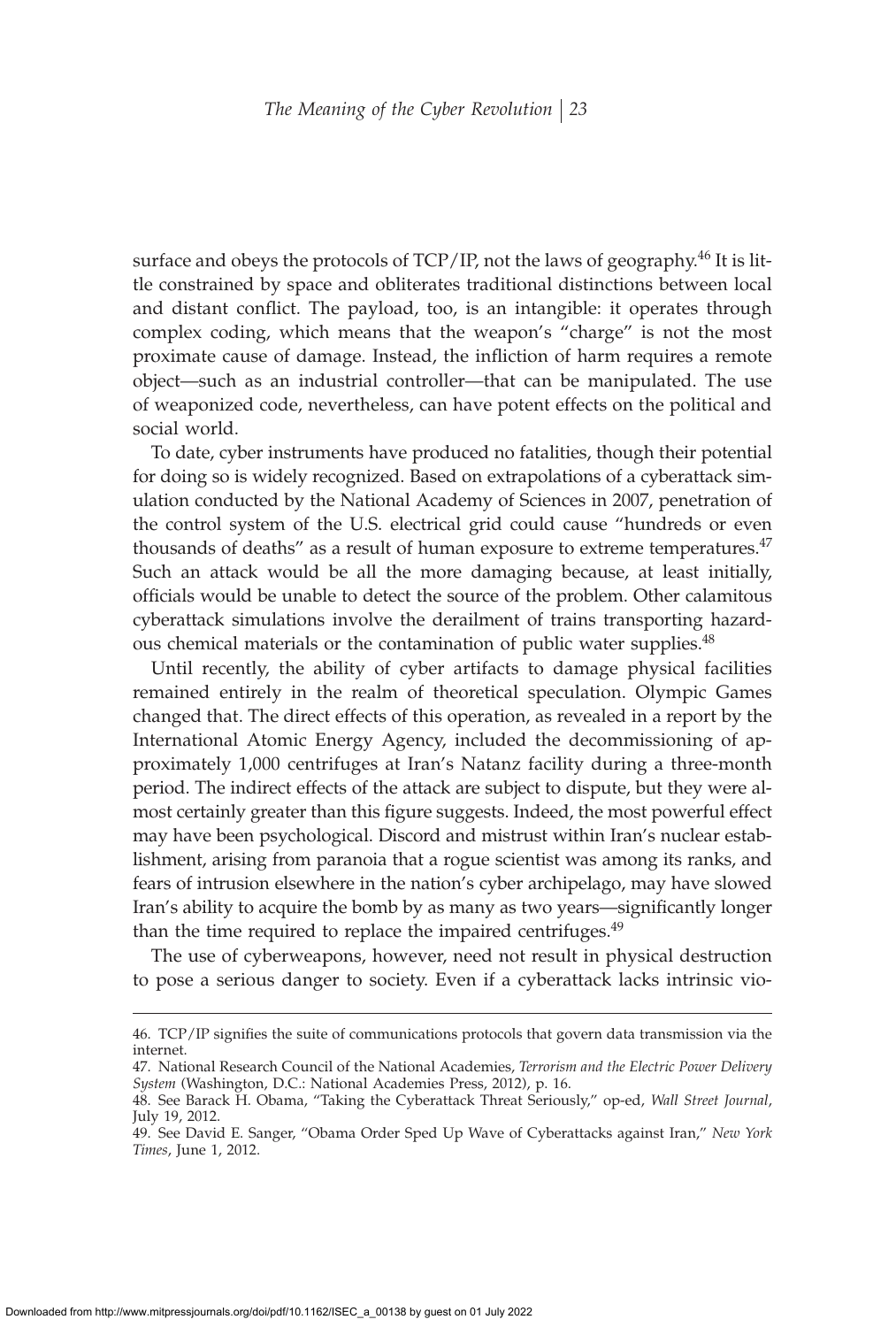surface and obeys the protocols of TCP/IP, not the laws of geography.[46] It is little constrained by space and obliterates traditional distinctions between local and distant conflict. The payload, too, is an intangible: it operates through complex coding, which means that the weapon's "charge" is not the most proximate cause of damage. Instead, the infliction of harm requires a remote object—such as an industrial controller—that can be manipulated. The use of weaponized code, nevertheless, can have potent effects on the political and social world.

To date, cyber instruments have produced no fatalities, though their potential for doing so is widely recognized. Based on extrapolations of a cyberattack simulation conducted by the National Academy of Sciences in 2007, penetration of the control system of the U.S. electrical grid could cause "hundreds or even thousands of deaths" as a result of human exposure to extreme temperatures.[47] Such an attack would be all the more damaging because, at least initially, officials would be unable to detect the source of the problem. Other calamitous cyberattack simulations involve the derailment of trains transporting hazardous chemical materials or the contamination of public water supplies.[48]

Until recently, the ability of cyber artifacts to damage physical facilities remained entirely in the realm of theoretical speculation. Olympic Games changed that. The direct effects of this operation, as revealed in a report by the International Atomic Energy Agency, included the decommissioning of approximately 1,000 centrifuges at Iran's Natanz facility during a three-month period. The indirect effects of the attack are subject to dispute, but they were almost certainly greater than this figure suggests. Indeed, the most powerful effect may have been psychological. Discord and mistrust within Iran's nuclear establishment, arising from paranoia that a rogue scientist was among its ranks, and fears of intrusion elsewhere in the nation's cyber archipelago, may have slowed Iran's ability to acquire the bomb by as many as two years—significantly longer than the time required to replace the impaired centrifuges.[49]

The use of cyberweapons, however, need not result in physical destruction to pose a serious danger to society. Even if a cyberattack lacks intrinsic vio-

---

46. TCP/IP signifies the suite of communications protocols that govern data transmission via the internet.

47. National Research Council of the National Academies, *Terrorism and the Electric Power Delivery System* (Washington, D.C.: National Academies Press, 2012), p. 16.

48. See Barack H. Obama, "Taking the Cyberattack Threat Seriously," op-ed, *Wall Street Journal*, July 19, 2012.

49. See David E. Sanger, "Obama Order Sped Up Wave of Cyberattacks against Iran," *New York Times*, June 1, 2012.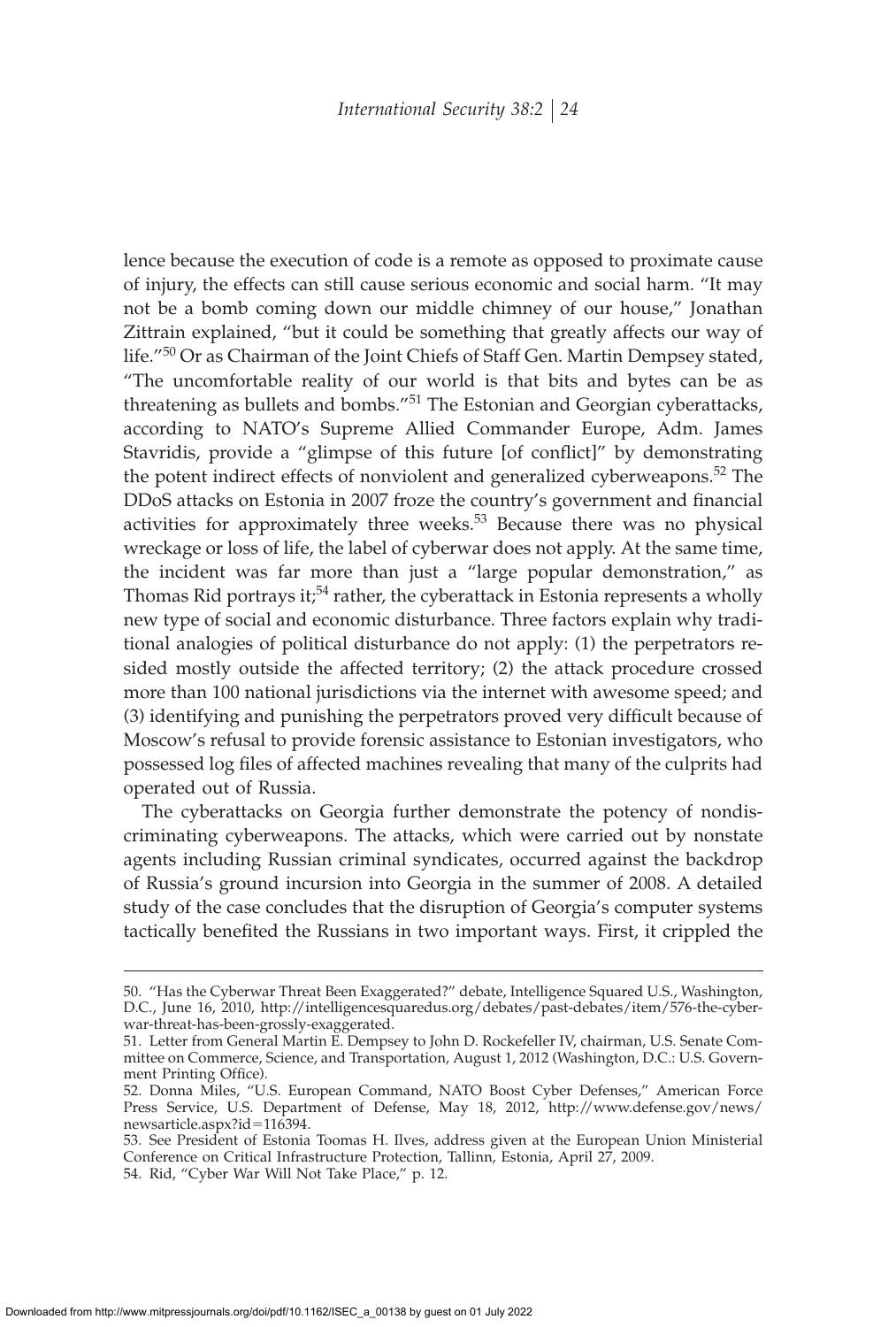lence because the execution of code is a remote as opposed to proximate cause of injury, the effects can still cause serious economic and social harm. "It may not be a bomb coming down our middle chimney of our house," Jonathan Zittrain explained, "but it could be something that greatly affects our way of life."[50] Or as Chairman of the Joint Chiefs of Staff Gen. Martin Dempsey stated, "The uncomfortable reality of our world is that bits and bytes can be as threatening as bullets and bombs."[51] The Estonian and Georgian cyberattacks, according to NATO's Supreme Allied Commander Europe, Adm. James Stavridis, provide a "glimpse of this future [of conflict]" by demonstrating the potent indirect effects of nonviolent and generalized cyberweapons.[52] The DDoS attacks on Estonia in 2007 froze the country's government and financial activities for approximately three weeks.[53] Because there was no physical wreckage or loss of life, the label of cyberwar does not apply. At the same time, the incident was far more than just a "large popular demonstration," as Thomas Rid portrays it;[54] rather, the cyberattack in Estonia represents a wholly new type of social and economic disturbance. Three factors explain why traditional analogies of political disturbance do not apply: (1) the perpetrators resided mostly outside the affected territory; (2) the attack procedure crossed more than 100 national jurisdictions via the internet with awesome speed; and (3) identifying and punishing the perpetrators proved very difficult because of Moscow's refusal to provide forensic assistance to Estonian investigators, who possessed log files of affected machines revealing that many of the culprits had operated out of Russia.

The cyberattacks on Georgia further demonstrate the potency of nondiscriminating cyberweapons. The attacks, which were carried out by nonstate agents including Russian criminal syndicates, occurred against the backdrop of Russia's ground incursion into Georgia in the summer of 2008. A detailed study of the case concludes that the disruption of Georgia's computer systems tactically benefited the Russians in two important ways. First, it crippled the

50. "Has the Cyberwar Threat Been Exaggerated?" debate, Intelligence Squared U.S., Washington, D.C., June 16, 2010, http://intelligencesquaredus.org/debates/past-debates/item/576-the-cyber-war-threat-has-been-grossly-exaggerated.

51. Letter from General Martin E. Dempsey to John D. Rockefeller IV, chairman, U.S. Senate Committee on Commerce, Science, and Transportation, August 1, 2012 (Washington, D.C.: U.S. Government Printing Office).

52. Donna Miles, "U.S. European Command, NATO Boost Cyber Defenses," American Force Press Service, U.S. Department of Defense, May 18, 2012, http://www.defense.gov/news/newsarticle.aspx?id=116394.

53. See President of Estonia Toomas H. Ilves, address given at the European Union Ministerial Conference on Critical Infrastructure Protection, Tallinn, Estonia, April 27, 2009.

54. Rid, "Cyber War Will Not Take Place," p. 12.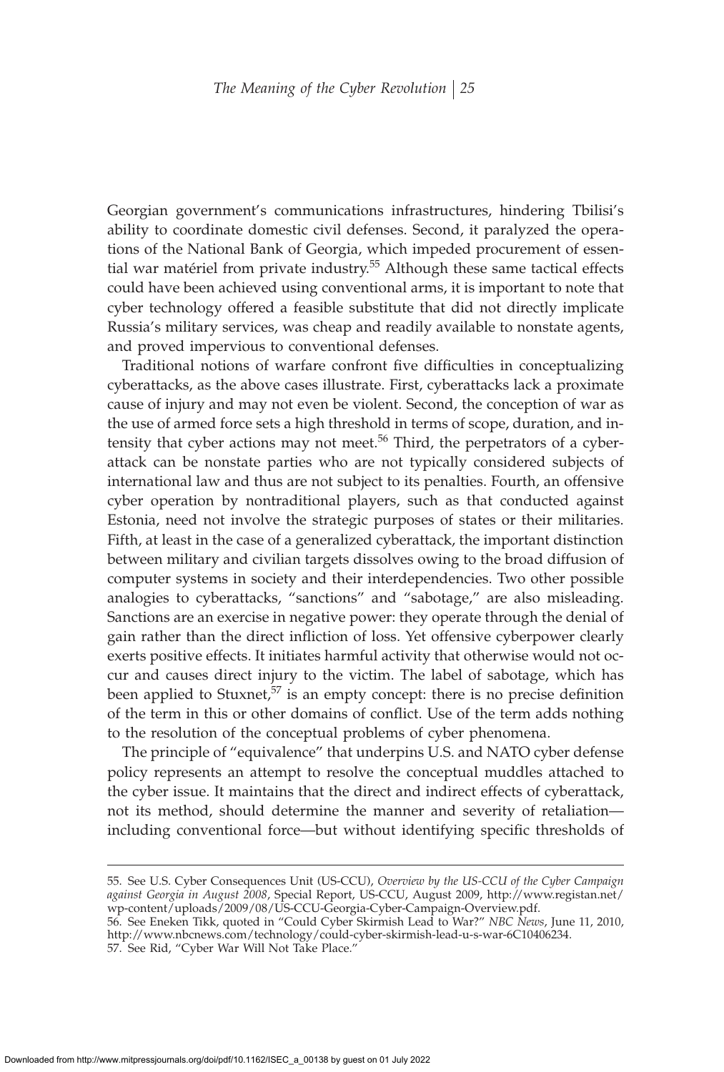Georgian government's communications infrastructures, hindering Tbilisi's ability to coordinate domestic civil defenses. Second, it paralyzed the operations of the National Bank of Georgia, which impeded procurement of essential war matériel from private industry.[55] Although these same tactical effects could have been achieved using conventional arms, it is important to note that cyber technology offered a feasible substitute that did not directly implicate Russia's military services, was cheap and readily available to nonstate agents, and proved impervious to conventional defenses.

Traditional notions of warfare confront five difficulties in conceptualizing cyberattacks, as the above cases illustrate. First, cyberattacks lack a proximate cause of injury and may not even be violent. Second, the conception of war as the use of armed force sets a high threshold in terms of scope, duration, and intensity that cyber actions may not meet.[56] Third, the perpetrators of a cyberattack can be nonstate parties who are not typically considered subjects of international law and thus are not subject to its penalties. Fourth, an offensive cyber operation by nontraditional players, such as that conducted against Estonia, need not involve the strategic purposes of states or their militaries. Fifth, at least in the case of a generalized cyberattack, the important distinction between military and civilian targets dissolves owing to the broad diffusion of computer systems in society and their interdependencies. Two other possible analogies to cyberattacks, "sanctions" and "sabotage," are also misleading. Sanctions are an exercise in negative power: they operate through the denial of gain rather than the direct infliction of loss. Yet offensive cyberpower clearly exerts positive effects. It initiates harmful activity that otherwise would not occur and causes direct injury to the victim. The label of sabotage, which has been applied to Stuxnet,[57] is an empty concept: there is no precise definition of the term in this or other domains of conflict. Use of the term adds nothing to the resolution of the conceptual problems of cyber phenomena.

The principle of "equivalence" that underpins U.S. and NATO cyber defense policy represents an attempt to resolve the conceptual muddles attached to the cyber issue. It maintains that the direct and indirect effects of cyberattack, not its method, should determine the manner and severity of retaliation—including conventional force—but without identifying specific thresholds of

---

55. See U.S. Cyber Consequences Unit (US-CCU), *Overview by the US-CCU of the Cyber Campaign against Georgia in August 2008*, Special Report, US-CCU, August 2009, http://www.registan.net/wp-content/uploads/2009/08/US-CCU-Georgia-Cyber-Campaign-Overview.pdf.

56. See Eneken Tikk, quoted in "Could Cyber Skirmish Lead to War?" *NBC News*, June 11, 2010, http://www.nbcnews.com/technology/could-cyber-skirmish-lead-u-s-war-6C10406234.

57. See Rid, "Cyber War Will Not Take Place."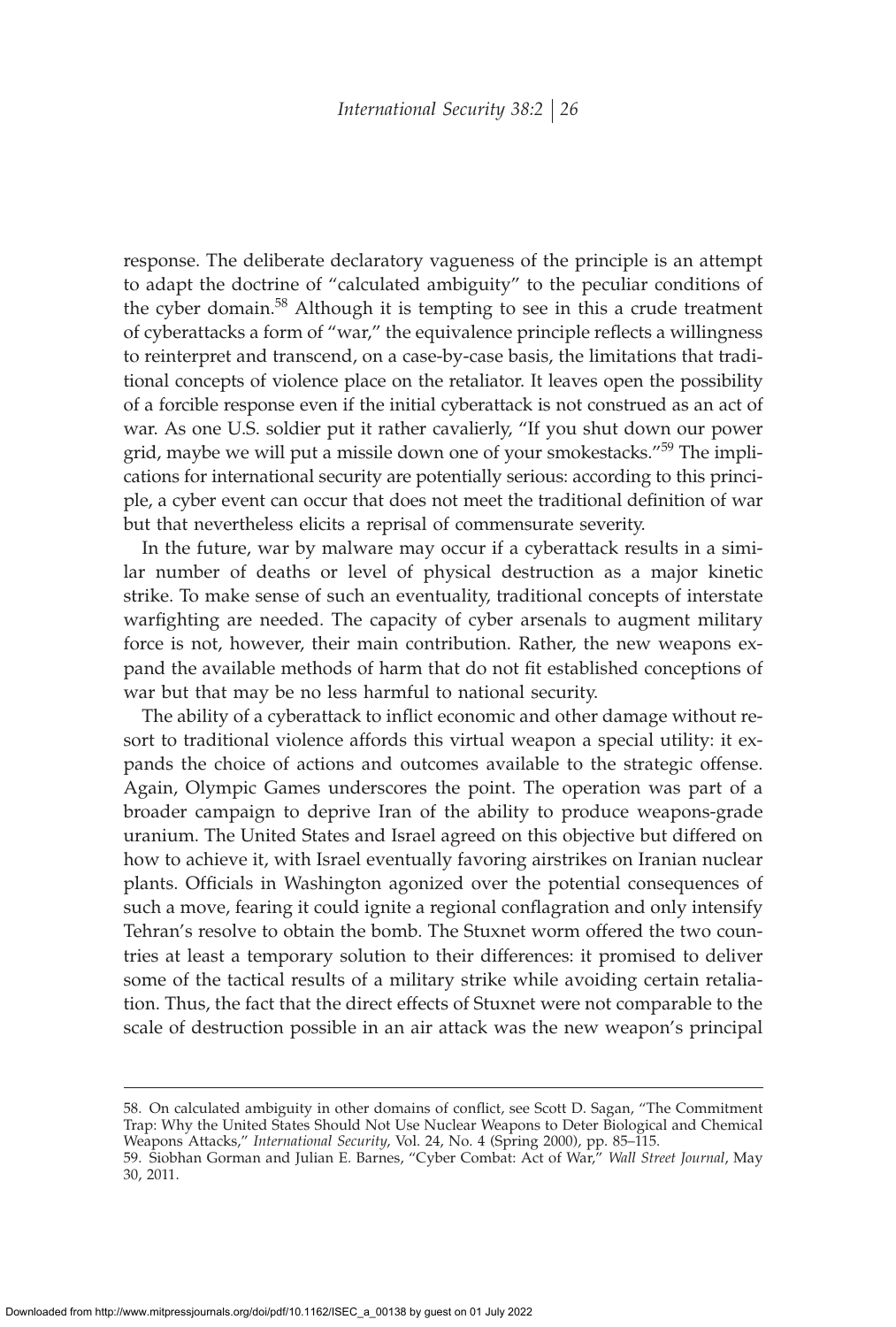response. The deliberate declaratory vagueness of the principle is an attempt to adapt the doctrine of "calculated ambiguity" to the peculiar conditions of the cyber domain.[58] Although it is tempting to see in this a crude treatment of cyberattacks a form of "war," the equivalence principle reflects a willingness to reinterpret and transcend, on a case-by-case basis, the limitations that traditional concepts of violence place on the retaliator. It leaves open the possibility of a forcible response even if the initial cyberattack is not construed as an act of war. As one U.S. soldier put it rather cavalierly, "If you shut down our power grid, maybe we will put a missile down one of your smokestacks."[59] The implications for international security are potentially serious: according to this principle, a cyber event can occur that does not meet the traditional definition of war but that nevertheless elicits a reprisal of commensurate severity.

In the future, war by malware may occur if a cyberattack results in a similar number of deaths or level of physical destruction as a major kinetic strike. To make sense of such an eventuality, traditional concepts of interstate warfighting are needed. The capacity of cyber arsenals to augment military force is not, however, their main contribution. Rather, the new weapons expand the available methods of harm that do not fit established conceptions of war but that may be no less harmful to national security.

The ability of a cyberattack to inflict economic and other damage without resort to traditional violence affords this virtual weapon a special utility: it expands the choice of actions and outcomes available to the strategic offense. Again, Olympic Games underscores the point. The operation was part of a broader campaign to deprive Iran of the ability to produce weapons-grade uranium. The United States and Israel agreed on this objective but differed on how to achieve it, with Israel eventually favoring airstrikes on Iranian nuclear plants. Officials in Washington agonized over the potential consequences of such a move, fearing it could ignite a regional conflagration and only intensify Tehran's resolve to obtain the bomb. The Stuxnet worm offered the two countries at least a temporary solution to their differences: it promised to deliver some of the tactical results of a military strike while avoiding certain retaliation. Thus, the fact that the direct effects of Stuxnet were not comparable to the scale of destruction possible in an air attack was the new weapon's principal

---

58. On calculated ambiguity in other domains of conflict, see Scott D. Sagan, "The Commitment Trap: Why the United States Should Not Use Nuclear Weapons to Deter Biological and Chemical Weapons Attacks," *International Security*, Vol. 24, No. 4 (Spring 2000), pp. 85–115.

59. Siobhan Gorman and Julian E. Barnes, "Cyber Combat: Act of War," *Wall Street Journal*, May 30, 2011.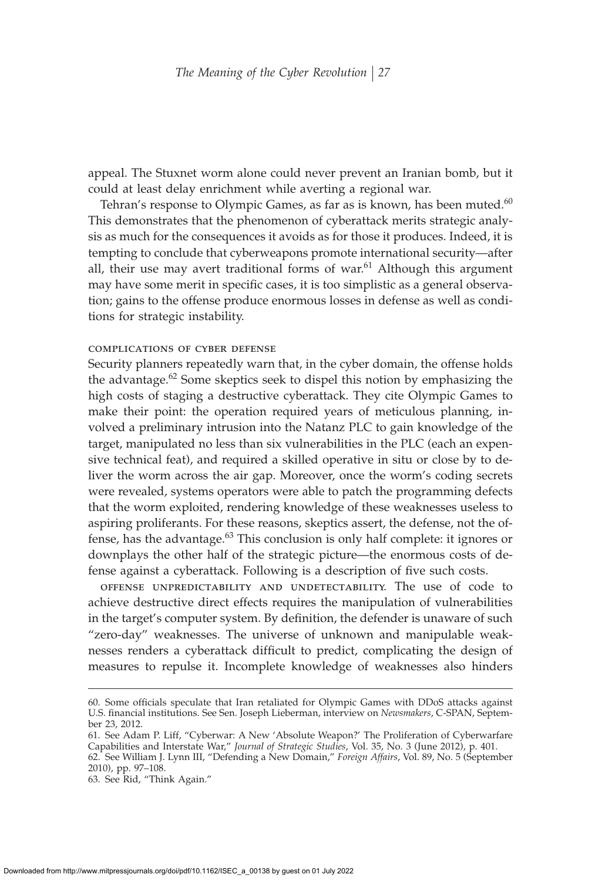appeal. The Stuxnet worm alone could never prevent an Iranian bomb, but it could at least delay enrichment while averting a regional war.

Tehran's response to Olympic Games, as far as is known, has been muted.[60] This demonstrates that the phenomenon of cyberattack merits strategic analysis as much for the consequences it avoids as for those it produces. Indeed, it is tempting to conclude that cyberweapons promote international security—after all, their use may avert traditional forms of war.[61] Although this argument may have some merit in specific cases, it is too simplistic as a general observation; gains to the offense produce enormous losses in defense as well as conditions for strategic instability.

### complications of cyber defense

Security planners repeatedly warn that, in the cyber domain, the offense holds the advantage.[62] Some skeptics seek to dispel this notion by emphasizing the high costs of staging a destructive cyberattack. They cite Olympic Games to make their point: the operation required years of meticulous planning, involved a preliminary intrusion into the Natanz PLC to gain knowledge of the target, manipulated no less than six vulnerabilities in the PLC (each an expensive technical feat), and required a skilled operative in situ or close by to deliver the worm across the air gap. Moreover, once the worm's coding secrets were revealed, systems operators were able to patch the programming defects that the worm exploited, rendering knowledge of these weaknesses useless to aspiring proliferants. For these reasons, skeptics assert, the defense, not the offense, has the advantage.[63] This conclusion is only half complete: it ignores or downplays the other half of the strategic picture—the enormous costs of defense against a cyberattack. Following is a description of five such costs.

offense unpredictability and undetectability. The use of code to achieve destructive direct effects requires the manipulation of vulnerabilities in the target's computer system. By definition, the defender is unaware of such "zero-day" weaknesses. The universe of unknown and manipulable weaknesses renders a cyberattack difficult to predict, complicating the design of measures to repulse it. Incomplete knowledge of weaknesses also hinders

---

60. Some officials speculate that Iran retaliated for Olympic Games with DDoS attacks against U.S. financial institutions. See Sen. Joseph Lieberman, interview on *Newsmakers*, C-SPAN, September 23, 2012.

61. See Adam P. Liff, "Cyberwar: A New 'Absolute Weapon?' The Proliferation of Cyberwarfare Capabilities and Interstate War," *Journal of Strategic Studies*, Vol. 35, No. 3 (June 2012), p. 401.

62. See William J. Lynn III, "Defending a New Domain," *Foreign Affairs*, Vol. 89, No. 5 (September 2010), pp. 97–108.

63. See Rid, "Think Again."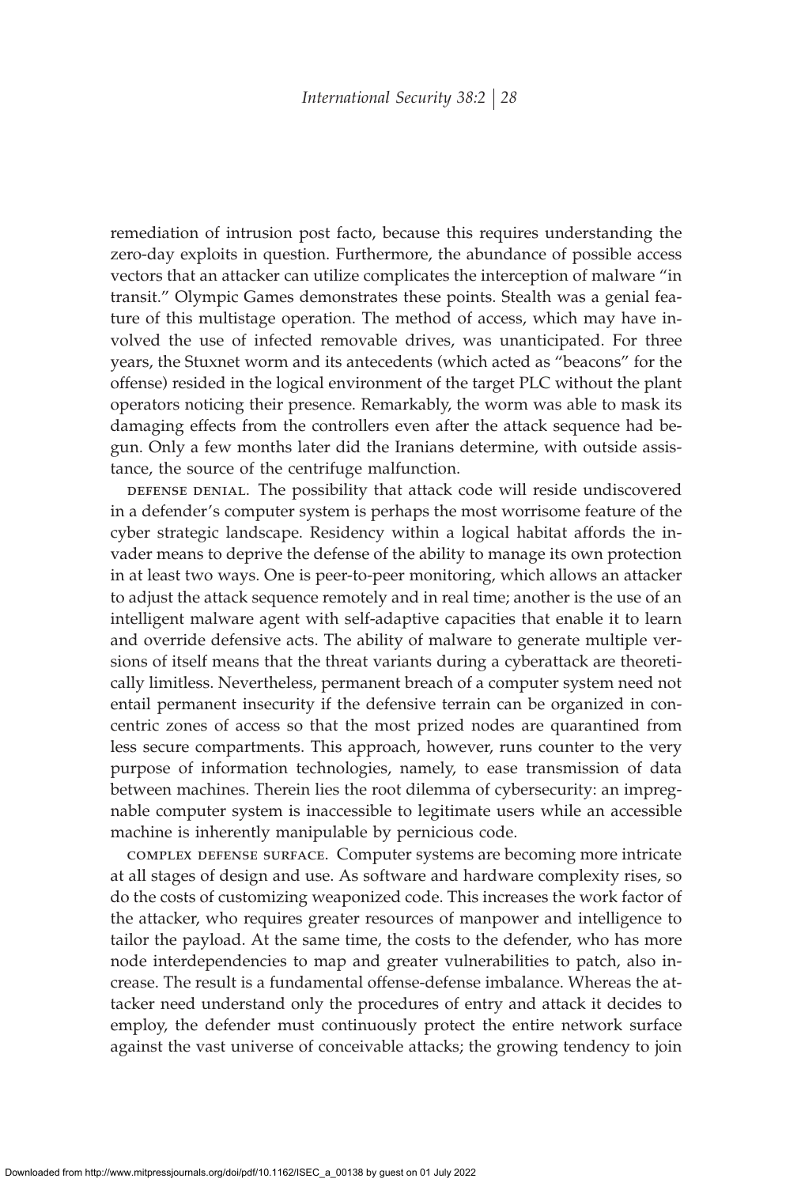remediation of intrusion post facto, because this requires understanding the zero-day exploits in question. Furthermore, the abundance of possible access vectors that an attacker can utilize complicates the interception of malware "in transit." Olympic Games demonstrates these points. Stealth was a genial feature of this multistage operation. The method of access, which may have involved the use of infected removable drives, was unanticipated. For three years, the Stuxnet worm and its antecedents (which acted as "beacons" for the offense) resided in the logical environment of the target PLC without the plant operators noticing their presence. Remarkably, the worm was able to mask its damaging effects from the controllers even after the attack sequence had begun. Only a few months later did the Iranians determine, with outside assistance, the source of the centrifuge malfunction.

DEFENSE DENIAL. The possibility that attack code will reside undiscovered in a defender's computer system is perhaps the most worrisome feature of the cyber strategic landscape. Residency within a logical habitat affords the invader means to deprive the defense of the ability to manage its own protection in at least two ways. One is peer-to-peer monitoring, which allows an attacker to adjust the attack sequence remotely and in real time; another is the use of an intelligent malware agent with self-adaptive capacities that enable it to learn and override defensive acts. The ability of malware to generate multiple versions of itself means that the threat variants during a cyberattack are theoretically limitless. Nevertheless, permanent breach of a computer system need not entail permanent insecurity if the defensive terrain can be organized in concentric zones of access so that the most prized nodes are quarantined from less secure compartments. This approach, however, runs counter to the very purpose of information technologies, namely, to ease transmission of data between machines. Therein lies the root dilemma of cybersecurity: an impregnable computer system is inaccessible to legitimate users while an accessible machine is inherently manipulable by pernicious code.

COMPLEX DEFENSE SURFACE. Computer systems are becoming more intricate at all stages of design and use. As software and hardware complexity rises, so do the costs of customizing weaponized code. This increases the work factor of the attacker, who requires greater resources of manpower and intelligence to tailor the payload. At the same time, the costs to the defender, who has more node interdependencies to map and greater vulnerabilities to patch, also increase. The result is a fundamental offense-defense imbalance. Whereas the attacker need understand only the procedures of entry and attack it decides to employ, the defender must continuously protect the entire network surface against the vast universe of conceivable attacks; the growing tendency to join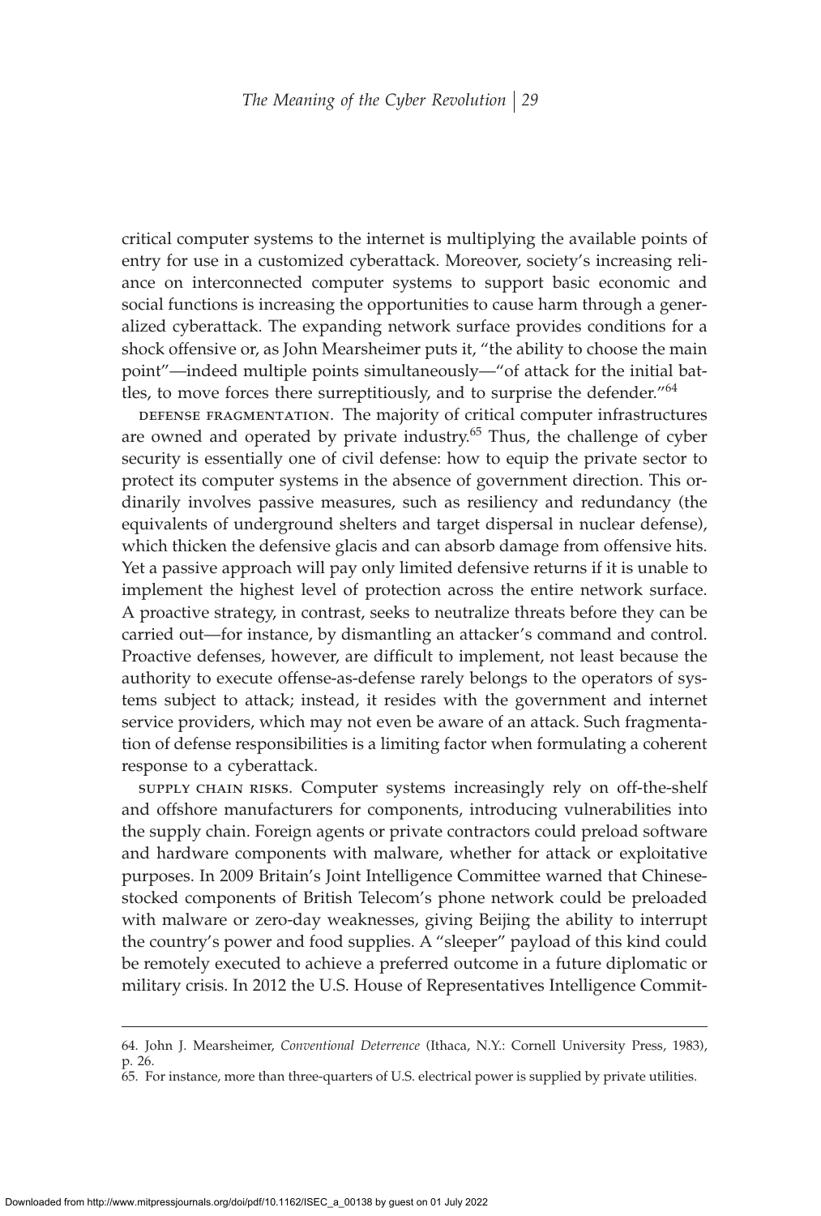critical computer systems to the internet is multiplying the available points of entry for use in a customized cyberattack. Moreover, society's increasing reliance on interconnected computer systems to support basic economic and social functions is increasing the opportunities to cause harm through a generalized cyberattack. The expanding network surface provides conditions for a shock offensive or, as John Mearsheimer puts it, "the ability to choose the main point"—indeed multiple points simultaneously—"of attack for the initial battles, to move forces there surreptitiously, and to surprise the defender."[64]

DEFENSE FRAGMENTATION. The majority of critical computer infrastructures are owned and operated by private industry.[65] Thus, the challenge of cyber security is essentially one of civil defense: how to equip the private sector to protect its computer systems in the absence of government direction. This ordinarily involves passive measures, such as resiliency and redundancy (the equivalents of underground shelters and target dispersal in nuclear defense), which thicken the defensive glacis and can absorb damage from offensive hits. Yet a passive approach will pay only limited defensive returns if it is unable to implement the highest level of protection across the entire network surface. A proactive strategy, in contrast, seeks to neutralize threats before they can be carried out—for instance, by dismantling an attacker's command and control. Proactive defenses, however, are difficult to implement, not least because the authority to execute offense-as-defense rarely belongs to the operators of systems subject to attack; instead, it resides with the government and internet service providers, which may not even be aware of an attack. Such fragmentation of defense responsibilities is a limiting factor when formulating a coherent response to a cyberattack.

SUPPLY CHAIN RISKS. Computer systems increasingly rely on off-the-shelf and offshore manufacturers for components, introducing vulnerabilities into the supply chain. Foreign agents or private contractors could preload software and hardware components with malware, whether for attack or exploitative purposes. In 2009 Britain's Joint Intelligence Committee warned that Chinese-stocked components of British Telecom's phone network could be preloaded with malware or zero-day weaknesses, giving Beijing the ability to interrupt the country's power and food supplies. A "sleeper" payload of this kind could be remotely executed to achieve a preferred outcome in a future diplomatic or military crisis. In 2012 the U.S. House of Representatives Intelligence Commit-

---

64. John J. Mearsheimer, *Conventional Deterrence* (Ithaca, N.Y.: Cornell University Press, 1983), p. 26.

65. For instance, more than three-quarters of U.S. electrical power is supplied by private utilities.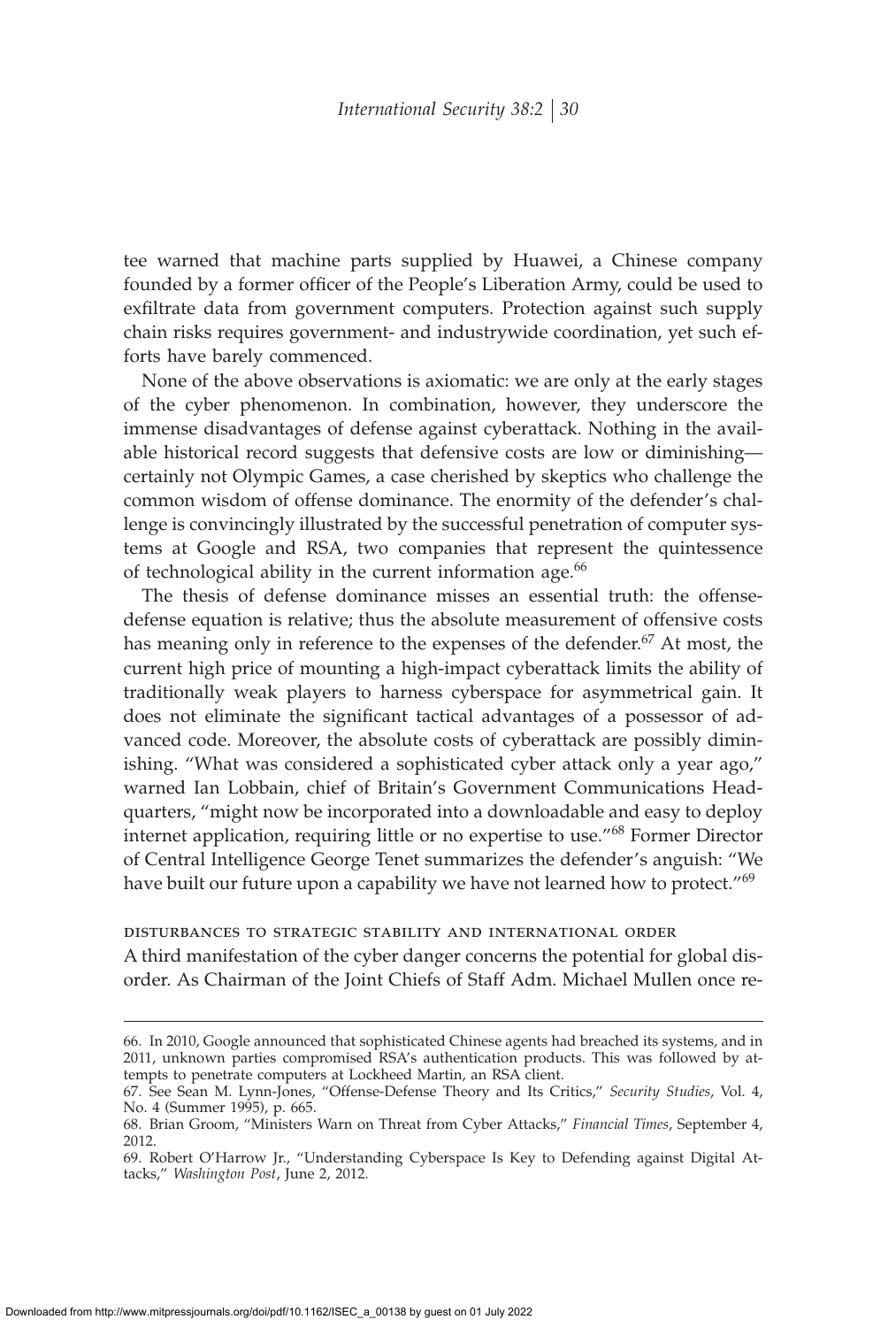tee warned that machine parts supplied by Huawei, a Chinese company founded by a former officer of the People's Liberation Army, could be used to exfiltrate data from government computers. Protection against such supply chain risks requires government- and industrywide coordination, yet such efforts have barely commenced.

None of the above observations is axiomatic: we are only at the early stages of the cyber phenomenon. In combination, however, they underscore the immense disadvantages of defense against cyberattack. Nothing in the available historical record suggests that defensive costs are low or diminishing—certainly not Olympic Games, a case cherished by skeptics who challenge the common wisdom of offense dominance. The enormity of the defender's challenge is convincingly illustrated by the successful penetration of computer systems at Google and RSA, two companies that represent the quintessence of technological ability in the current information age.[66]

The thesis of defense dominance misses an essential truth: the offense-defense equation is relative; thus the absolute measurement of offensive costs has meaning only in reference to the expenses of the defender.[67] At most, the current high price of mounting a high-impact cyberattack limits the ability of traditionally weak players to harness cyberspace for asymmetrical gain. It does not eliminate the significant tactical advantages of a possessor of advanced code. Moreover, the absolute costs of cyberattack are possibly diminishing. "What was considered a sophisticated cyber attack only a year ago," warned Ian Lobbain, chief of Britain's Government Communications Headquarters, "might now be incorporated into a downloadable and easy to deploy internet application, requiring little or no expertise to use."[68] Former Director of Central Intelligence George Tenet summarizes the defender's anguish: "We have built our future upon a capability we have not learned how to protect."[69]

### DISTURBANCES TO STRATEGIC STABILITY AND INTERNATIONAL ORDER

A third manifestation of the cyber danger concerns the potential for global disorder. As Chairman of the Joint Chiefs of Staff Adm. Michael Mullen once re-

---

66. In 2010, Google announced that sophisticated Chinese agents had breached its systems, and in 2011, unknown parties compromised RSA's authentication products. This was followed by attempts to penetrate computers at Lockheed Martin, an RSA client.

67. See Sean M. Lynn-Jones, "Offense-Defense Theory and Its Critics," *Security Studies*, Vol. 4, No. 4 (Summer 1995), p. 665.

68. Brian Groom, "Ministers Warn on Threat from Cyber Attacks," *Financial Times*, September 4, 2012.

69. Robert O'Harrow Jr., "Understanding Cyberspace Is Key to Defending against Digital Attacks," *Washington Post*, June 2, 2012.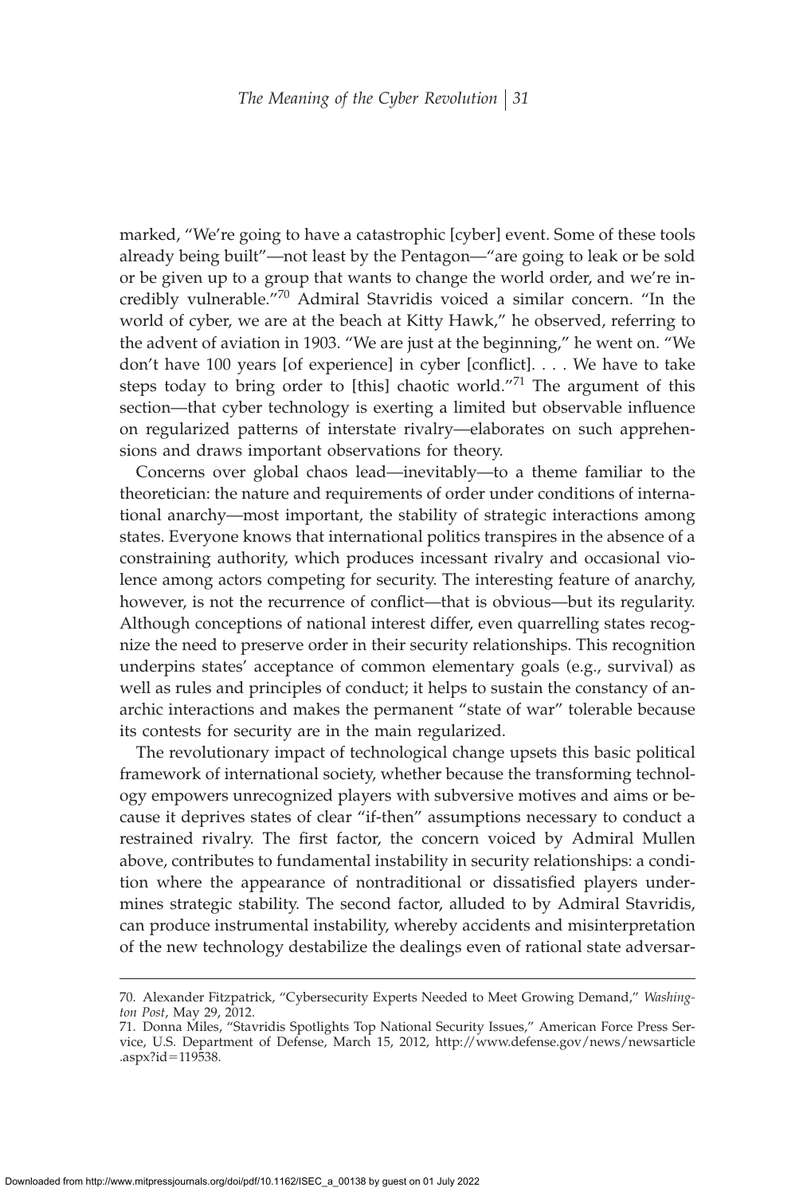marked, "We're going to have a catastrophic [cyber] event. Some of these tools already being built"—not least by the Pentagon—"are going to leak or be sold or be given up to a group that wants to change the world order, and we're incredibly vulnerable."[70] Admiral Stavridis voiced a similar concern. "In the world of cyber, we are at the beach at Kitty Hawk," he observed, referring to the advent of aviation in 1903. "We are just at the beginning," he went on. "We don't have 100 years [of experience] in cyber [conflict]. . . . We have to take steps today to bring order to [this] chaotic world."[71] The argument of this section—that cyber technology is exerting a limited but observable influence on regularized patterns of interstate rivalry—elaborates on such apprehensions and draws important observations for theory.

Concerns over global chaos lead—inevitably—to a theme familiar to the theoretician: the nature and requirements of order under conditions of international anarchy—most important, the stability of strategic interactions among states. Everyone knows that international politics transpires in the absence of a constraining authority, which produces incessant rivalry and occasional violence among actors competing for security. The interesting feature of anarchy, however, is not the recurrence of conflict—that is obvious—but its regularity. Although conceptions of national interest differ, even quarrelling states recognize the need to preserve order in their security relationships. This recognition underpins states' acceptance of common elementary goals (e.g., survival) as well as rules and principles of conduct; it helps to sustain the constancy of anarchic interactions and makes the permanent "state of war" tolerable because its contests for security are in the main regularized.

The revolutionary impact of technological change upsets this basic political framework of international society, whether because the transforming technology empowers unrecognized players with subversive motives and aims or because it deprives states of clear "if-then" assumptions necessary to conduct a restrained rivalry. The first factor, the concern voiced by Admiral Mullen above, contributes to fundamental instability in security relationships: a condition where the appearance of nontraditional or dissatisfied players undermines strategic stability. The second factor, alluded to by Admiral Stavridis, can produce instrumental instability, whereby accidents and misinterpretation of the new technology destabilize the dealings even of rational state adversar-

70. Alexander Fitzpatrick, "Cybersecurity Experts Needed to Meet Growing Demand," *Washington Post*, May 29, 2012.

71. Donna Miles, "Stavridis Spotlights Top National Security Issues," American Force Press Service, U.S. Department of Defense, March 15, 2012, http://www.defense.gov/news/newsarticle.aspx?id=119538.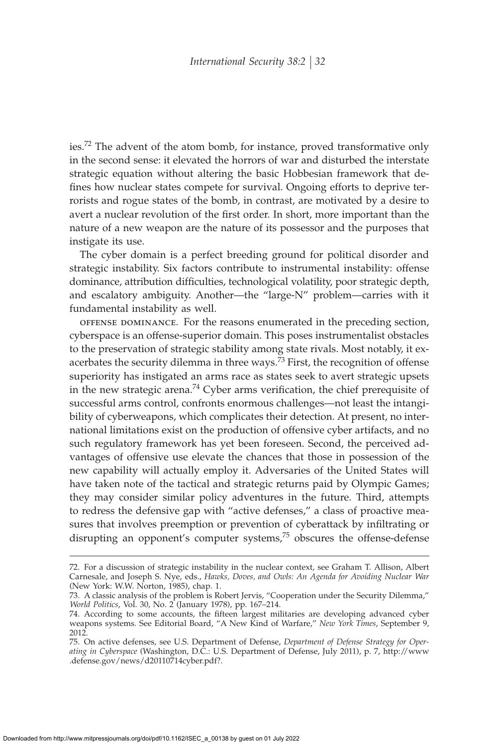ies.[72] The advent of the atom bomb, for instance, proved transformative only in the second sense: it elevated the horrors of war and disturbed the interstate strategic equation without altering the basic Hobbesian framework that defines how nuclear states compete for survival. Ongoing efforts to deprive terrorists and rogue states of the bomb, in contrast, are motivated by a desire to avert a nuclear revolution of the first order. In short, more important than the nature of a new weapon are the nature of its possessor and the purposes that instigate its use.

The cyber domain is a perfect breeding ground for political disorder and strategic instability. Six factors contribute to instrumental instability: offense dominance, attribution difficulties, technological volatility, poor strategic depth, and escalatory ambiguity. Another—the "large-N" problem—carries with it fundamental instability as well.

OFFENSE DOMINANCE. For the reasons enumerated in the preceding section, cyberspace is an offense-superior domain. This poses instrumentalist obstacles to the preservation of strategic stability among state rivals. Most notably, it exacerbates the security dilemma in three ways.[73] First, the recognition of offense superiority has instigated an arms race as states seek to avert strategic upsets in the new strategic arena.[74] Cyber arms verification, the chief prerequisite of successful arms control, confronts enormous challenges—not least the intangibility of cyberweapons, which complicates their detection. At present, no international limitations exist on the production of offensive cyber artifacts, and no such regulatory framework has yet been foreseen. Second, the perceived advantages of offensive use elevate the chances that those in possession of the new capability will actually employ it. Adversaries of the United States will have taken note of the tactical and strategic returns paid by Olympic Games; they may consider similar policy adventures in the future. Third, attempts to redress the defensive gap with "active defenses," a class of proactive measures that involves preemption or prevention of cyberattack by infiltrating or disrupting an opponent's computer systems,[75] obscures the offense-defense

---

72. For a discussion of strategic instability in the nuclear context, see Graham T. Allison, Albert Carnesale, and Joseph S. Nye, eds., *Hawks, Doves, and Owls: An Agenda for Avoiding Nuclear War* (New York: W.W. Norton, 1985), chap. 1.

73. A classic analysis of the problem is Robert Jervis, "Cooperation under the Security Dilemma," *World Politics*, Vol. 30, No. 2 (January 1978), pp. 167–214.

74. According to some accounts, the fifteen largest militaries are developing advanced cyber weapons systems. See Editorial Board, "A New Kind of Warfare," *New York Times*, September 9, 2012.

75. On active defenses, see U.S. Department of Defense, *Department of Defense Strategy for Operating in Cyberspace* (Washington, D.C.: U.S. Department of Defense, July 2011), p. 7, http://www.defense.gov/news/d20110714cyber.pdf?.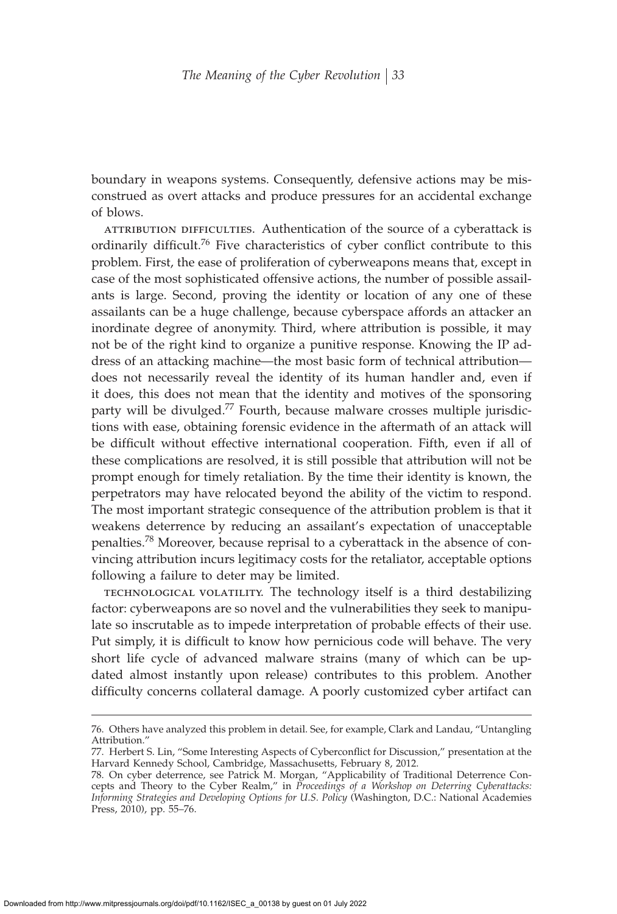boundary in weapons systems. Consequently, defensive actions may be misconstrued as overt attacks and produce pressures for an accidental exchange of blows.

ATTRIBUTION DIFFICULTIES. Authentication of the source of a cyberattack is ordinarily difficult.[76] Five characteristics of cyber conflict contribute to this problem. First, the ease of proliferation of cyberweapons means that, except in case of the most sophisticated offensive actions, the number of possible assailants is large. Second, proving the identity or location of any one of these assailants can be a huge challenge, because cyberspace affords an attacker an inordinate degree of anonymity. Third, where attribution is possible, it may not be of the right kind to organize a punitive response. Knowing the IP address of an attacking machine—the most basic form of technical attribution—does not necessarily reveal the identity of its human handler and, even if it does, this does not mean that the identity and motives of the sponsoring party will be divulged.[77] Fourth, because malware crosses multiple jurisdictions with ease, obtaining forensic evidence in the aftermath of an attack will be difficult without effective international cooperation. Fifth, even if all of these complications are resolved, it is still possible that attribution will not be prompt enough for timely retaliation. By the time their identity is known, the perpetrators may have relocated beyond the ability of the victim to respond. The most important strategic consequence of the attribution problem is that it weakens deterrence by reducing an assailant's expectation of unacceptable penalties.[78] Moreover, because reprisal to a cyberattack in the absence of convincing attribution incurs legitimacy costs for the retaliator, acceptable options following a failure to deter may be limited.

TECHNOLOGICAL VOLATILITY. The technology itself is a third destabilizing factor: cyberweapons are so novel and the vulnerabilities they seek to manipulate so inscrutable as to impede interpretation of probable effects of their use. Put simply, it is difficult to know how pernicious code will behave. The very short life cycle of advanced malware strains (many of which can be updated almost instantly upon release) contributes to this problem. Another difficulty concerns collateral damage. A poorly customized cyber artifact can

---

76. Others have analyzed this problem in detail. See, for example, Clark and Landau, "Untangling Attribution."

77. Herbert S. Lin, "Some Interesting Aspects of Cyberconflict for Discussion," presentation at the Harvard Kennedy School, Cambridge, Massachusetts, February 8, 2012.

78. On cyber deterrence, see Patrick M. Morgan, "Applicability of Traditional Deterrence Concepts and Theory to the Cyber Realm," in *Proceedings of a Workshop on Deterring Cyberattacks: Informing Strategies and Developing Options for U.S. Policy* (Washington, D.C.: National Academies Press, 2010), pp. 55–76.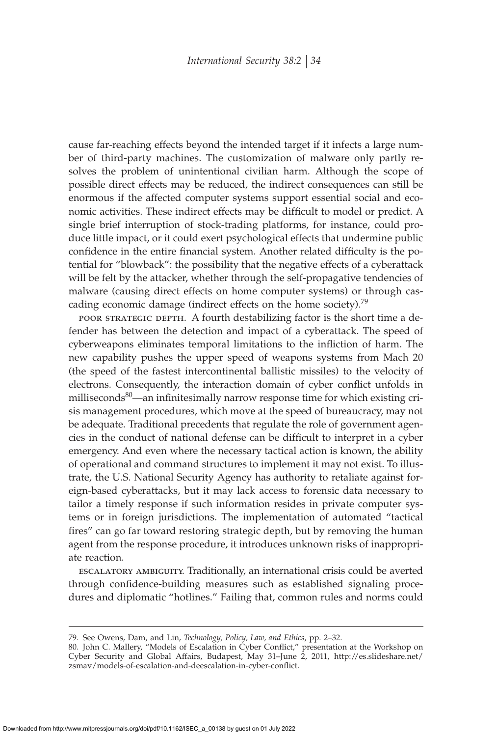cause far-reaching effects beyond the intended target if it infects a large number of third-party machines. The customization of malware only partly resolves the problem of unintentional civilian harm. Although the scope of possible direct effects may be reduced, the indirect consequences can still be enormous if the affected computer systems support essential social and economic activities. These indirect effects may be difficult to model or predict. A single brief interruption of stock-trading platforms, for instance, could produce little impact, or it could exert psychological effects that undermine public confidence in the entire financial system. Another related difficulty is the potential for "blowback": the possibility that the negative effects of a cyberattack will be felt by the attacker, whether through the self-propagative tendencies of malware (causing direct effects on home computer systems) or through cascading economic damage (indirect effects on the home society).[79]

POOR STRATEGIC DEPTH. A fourth destabilizing factor is the short time a defender has between the detection and impact of a cyberattack. The speed of cyberweapons eliminates temporal limitations to the infliction of harm. The new capability pushes the upper speed of weapons systems from Mach 20 (the speed of the fastest intercontinental ballistic missiles) to the velocity of electrons. Consequently, the interaction domain of cyber conflict unfolds in milliseconds[80]—an infinitesimally narrow response time for which existing crisis management procedures, which move at the speed of bureaucracy, may not be adequate. Traditional precedents that regulate the role of government agencies in the conduct of national defense can be difficult to interpret in a cyber emergency. And even where the necessary tactical action is known, the ability of operational and command structures to implement it may not exist. To illustrate, the U.S. National Security Agency has authority to retaliate against foreign-based cyberattacks, but it may lack access to forensic data necessary to tailor a timely response if such information resides in private computer systems or in foreign jurisdictions. The implementation of automated "tactical fires" can go far toward restoring strategic depth, but by removing the human agent from the response procedure, it introduces unknown risks of inappropriate reaction.

ESCALATORY AMBIGUITY. Traditionally, an international crisis could be averted through confidence-building measures such as established signaling procedures and diplomatic "hotlines." Failing that, common rules and norms could

---

79. See Owens, Dam, and Lin, *Technology, Policy, Law, and Ethics*, pp. 2–32.

80. John C. Mallery, "Models of Escalation in Cyber Conflict," presentation at the Workshop on Cyber Security and Global Affairs, Budapest, May 31–June 2, 2011, http://es.slideshare.net/zsmav/models-of-escalation-and-deescalation-in-cyber-conflict.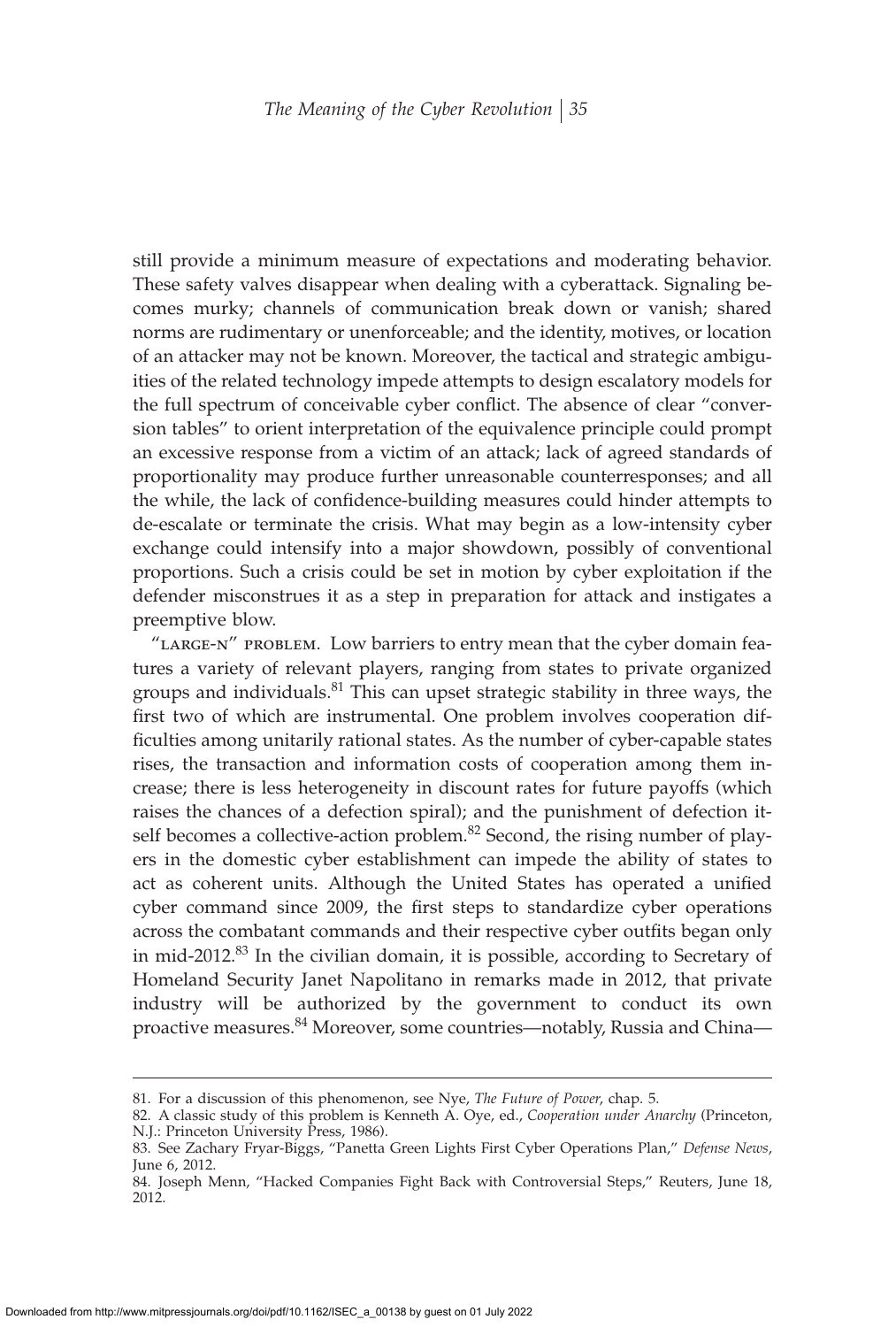still provide a minimum measure of expectations and moderating behavior. These safety valves disappear when dealing with a cyberattack. Signaling becomes murky; channels of communication break down or vanish; shared norms are rudimentary or unenforceable; and the identity, motives, or location of an attacker may not be known. Moreover, the tactical and strategic ambiguities of the related technology impede attempts to design escalatory models for the full spectrum of conceivable cyber conflict. The absence of clear "conversion tables" to orient interpretation of the equivalence principle could prompt an excessive response from a victim of an attack; lack of agreed standards of proportionality may produce further unreasonable counterresponses; and all the while, the lack of confidence-building measures could hinder attempts to de-escalate or terminate the crisis. What may begin as a low-intensity cyber exchange could intensify into a major showdown, possibly of conventional proportions. Such a crisis could be set in motion by cyber exploitation if the defender misconstrues it as a step in preparation for attack and instigates a preemptive blow.

"LARGE-N" PROBLEM. Low barriers to entry mean that the cyber domain features a variety of relevant players, ranging from states to private organized groups and individuals.[81] This can upset strategic stability in three ways, the first two of which are instrumental. One problem involves cooperation difficulties among unitarily rational states. As the number of cyber-capable states rises, the transaction and information costs of cooperation among them increase; there is less heterogeneity in discount rates for future payoffs (which raises the chances of a defection spiral); and the punishment of defection itself becomes a collective-action problem.[82] Second, the rising number of players in the domestic cyber establishment can impede the ability of states to act as coherent units. Although the United States has operated a unified cyber command since 2009, the first steps to standardize cyber operations across the combatant commands and their respective cyber outfits began only in mid-2012.[83] In the civilian domain, it is possible, according to Secretary of Homeland Security Janet Napolitano in remarks made in 2012, that private industry will be authorized by the government to conduct its own proactive measures.[84] Moreover, some countries—notably, Russia and China—

81. For a discussion of this phenomenon, see Nye, *The Future of Power*, chap. 5.

82. A classic study of this problem is Kenneth A. Oye, ed., *Cooperation under Anarchy* (Princeton, N.J.: Princeton University Press, 1986).

83. See Zachary Fryar-Biggs, "Panetta Green Lights First Cyber Operations Plan," *Defense News*, June 6, 2012.

84. Joseph Menn, "Hacked Companies Fight Back with Controversial Steps," Reuters, June 18, 2012.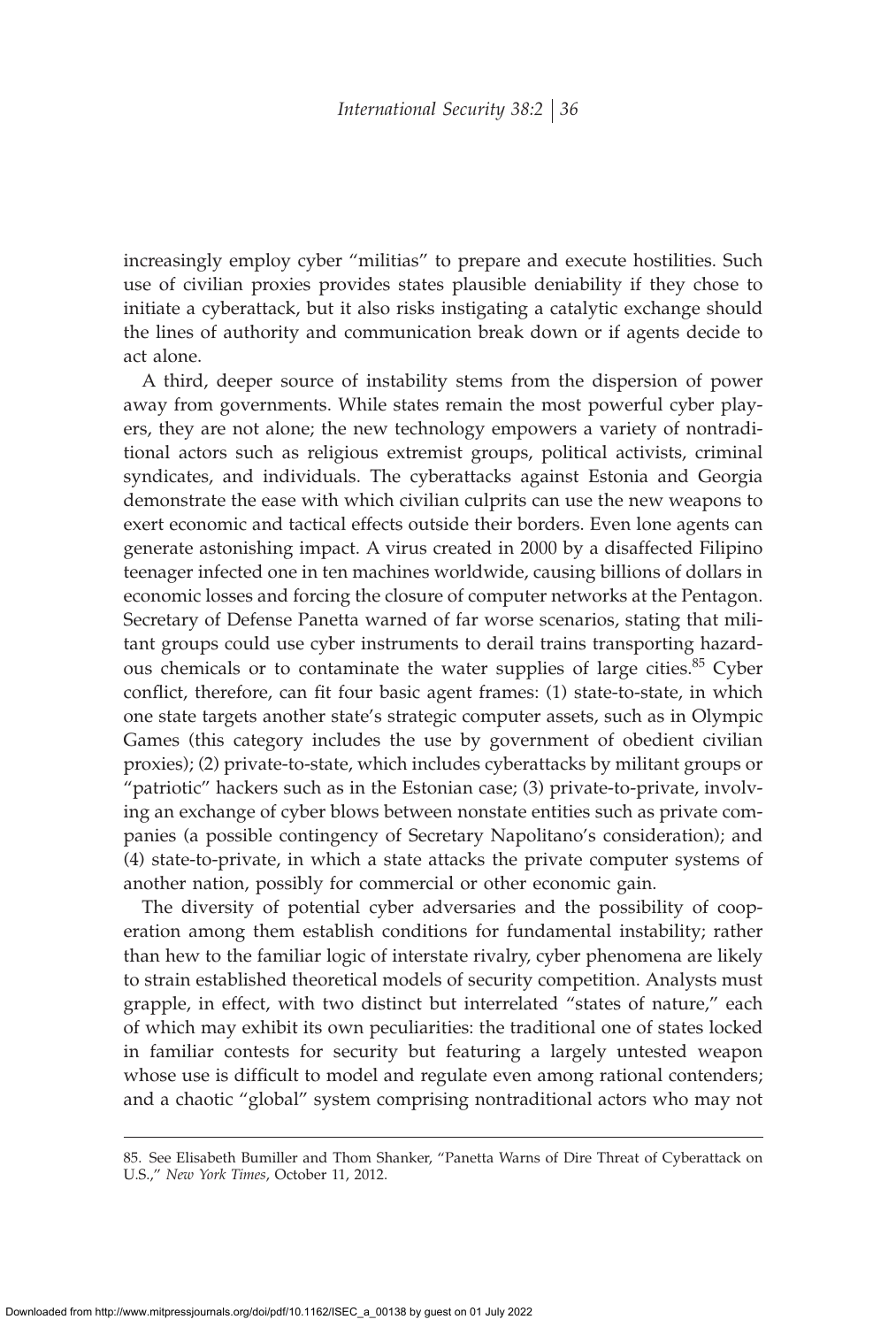increasingly employ cyber "militias" to prepare and execute hostilities. Such use of civilian proxies provides states plausible deniability if they chose to initiate a cyberattack, but it also risks instigating a catalytic exchange should the lines of authority and communication break down or if agents decide to act alone.

A third, deeper source of instability stems from the dispersion of power away from governments. While states remain the most powerful cyber players, they are not alone; the new technology empowers a variety of nontraditional actors such as religious extremist groups, political activists, criminal syndicates, and individuals. The cyberattacks against Estonia and Georgia demonstrate the ease with which civilian culprits can use the new weapons to exert economic and tactical effects outside their borders. Even lone agents can generate astonishing impact. A virus created in 2000 by a disaffected Filipino teenager infected one in ten machines worldwide, causing billions of dollars in economic losses and forcing the closure of computer networks at the Pentagon. Secretary of Defense Panetta warned of far worse scenarios, stating that militant groups could use cyber instruments to derail trains transporting hazardous chemicals or to contaminate the water supplies of large cities.[85] Cyber conflict, therefore, can fit four basic agent frames: (1) state-to-state, in which one state targets another state's strategic computer assets, such as in Olympic Games (this category includes the use by government of obedient civilian proxies); (2) private-to-state, which includes cyberattacks by militant groups or "patriotic" hackers such as in the Estonian case; (3) private-to-private, involving an exchange of cyber blows between nonstate entities such as private companies (a possible contingency of Secretary Napolitano's consideration); and (4) state-to-private, in which a state attacks the private computer systems of another nation, possibly for commercial or other economic gain.

The diversity of potential cyber adversaries and the possibility of cooperation among them establish conditions for fundamental instability; rather than hew to the familiar logic of interstate rivalry, cyber phenomena are likely to strain established theoretical models of security competition. Analysts must grapple, in effect, with two distinct but interrelated "states of nature," each of which may exhibit its own peculiarities: the traditional one of states locked in familiar contests for security but featuring a largely untested weapon whose use is difficult to model and regulate even among rational contenders; and a chaotic "global" system comprising nontraditional actors who may not

---

85. See Elisabeth Bumiller and Thom Shanker, "Panetta Warns of Dire Threat of Cyberattack on U.S.," *New York Times*, October 11, 2012.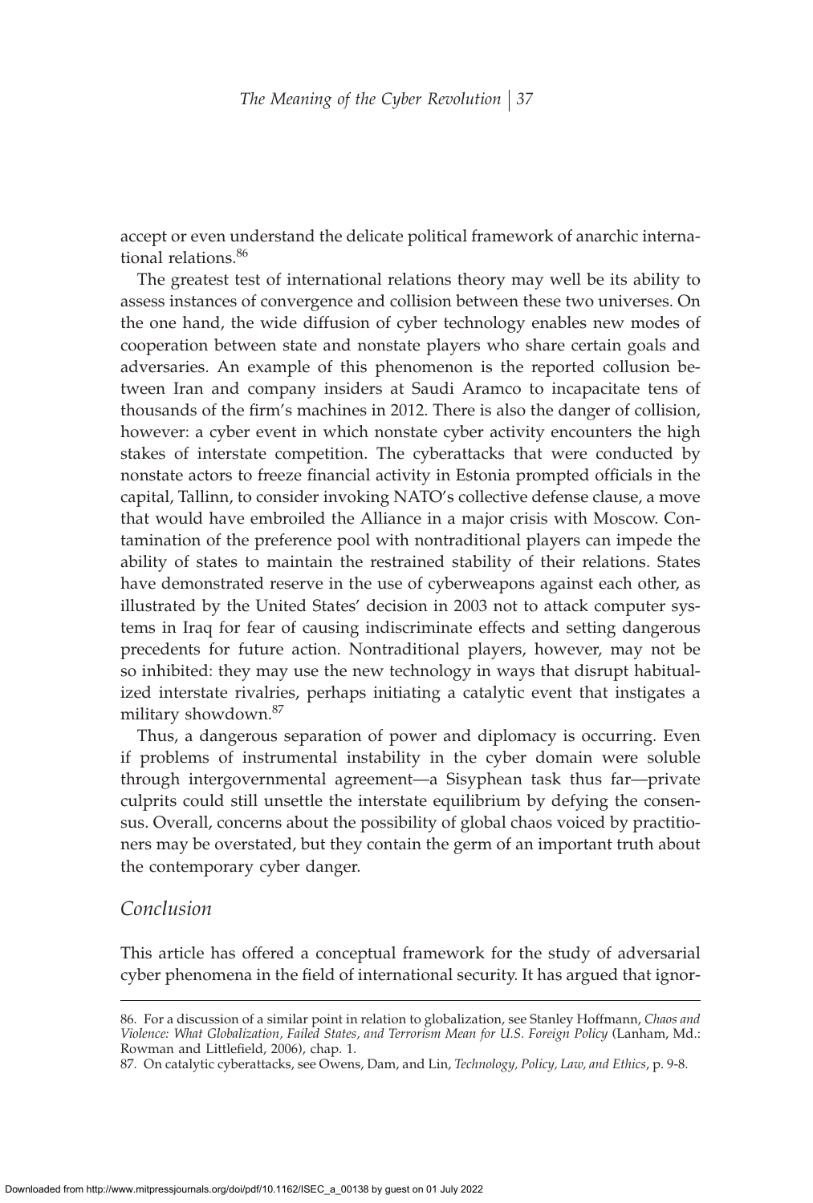accept or even understand the delicate political framework of anarchic international relations.[86]

The greatest test of international relations theory may well be its ability to assess instances of convergence and collision between these two universes. On the one hand, the wide diffusion of cyber technology enables new modes of cooperation between state and nonstate players who share certain goals and adversaries. An example of this phenomenon is the reported collusion between Iran and company insiders at Saudi Aramco to incapacitate tens of thousands of the firm's machines in 2012. There is also the danger of collision, however: a cyber event in which nonstate cyber activity encounters the high stakes of interstate competition. The cyberattacks that were conducted by nonstate actors to freeze financial activity in Estonia prompted officials in the capital, Tallinn, to consider invoking NATO's collective defense clause, a move that would have embroiled the Alliance in a major crisis with Moscow. Contamination of the preference pool with nontraditional players can impede the ability of states to maintain the restrained stability of their relations. States have demonstrated reserve in the use of cyberweapons against each other, as illustrated by the United States' decision in 2003 not to attack computer systems in Iraq for fear of causing indiscriminate effects and setting dangerous precedents for future action. Nontraditional players, however, may not be so inhibited: they may use the new technology in ways that disrupt habitualized interstate rivalries, perhaps initiating a catalytic event that instigates a military showdown.[87]

Thus, a dangerous separation of power and diplomacy is occurring. Even if problems of instrumental instability in the cyber domain were soluble through intergovernmental agreement—a Sisyphean task thus far—private culprits could still unsettle the interstate equilibrium by defying the consensus. Overall, concerns about the possibility of global chaos voiced by practitioners may be overstated, but they contain the germ of an important truth about the contemporary cyber danger.

## *Conclusion*

This article has offered a conceptual framework for the study of adversarial cyber phenomena in the field of international security. It has argued that ignor-

---

86. For a discussion of a similar point in relation to globalization, see Stanley Hoffmann, *Chaos and Violence: What Globalization, Failed States, and Terrorism Mean for U.S. Foreign Policy* (Lanham, Md.: Rowman and Littlefield, 2006), chap. 1.

87. On catalytic cyberattacks, see Owens, Dam, and Lin, *Technology, Policy, Law, and Ethics*, p. 9-8.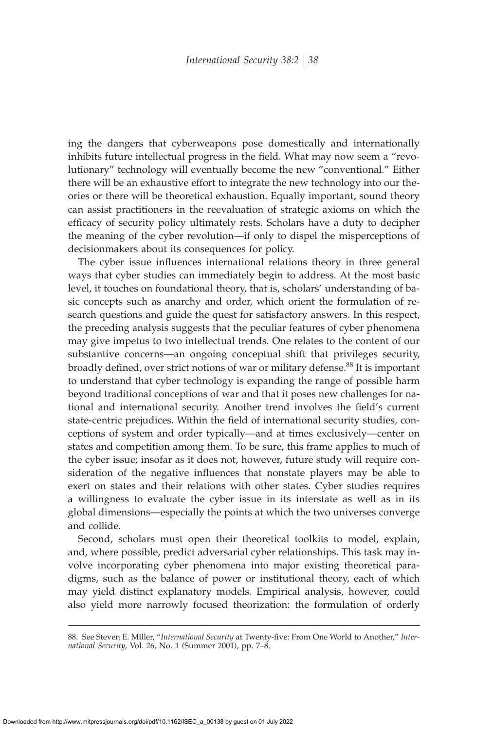ing the dangers that cyberweapons pose domestically and internationally inhibits future intellectual progress in the field. What may now seem a "revolutionary" technology will eventually become the new "conventional." Either there will be an exhaustive effort to integrate the new technology into our theories or there will be theoretical exhaustion. Equally important, sound theory can assist practitioners in the reevaluation of strategic axioms on which the efficacy of security policy ultimately rests. Scholars have a duty to decipher the meaning of the cyber revolution—if only to dispel the misperceptions of decisionmakers about its consequences for policy.

The cyber issue influences international relations theory in three general ways that cyber studies can immediately begin to address. At the most basic level, it touches on foundational theory, that is, scholars' understanding of basic concepts such as anarchy and order, which orient the formulation of research questions and guide the quest for satisfactory answers. In this respect, the preceding analysis suggests that the peculiar features of cyber phenomena may give impetus to two intellectual trends. One relates to the content of our substantive concerns—an ongoing conceptual shift that privileges security, broadly defined, over strict notions of war or military defense.[88] It is important to understand that cyber technology is expanding the range of possible harm beyond traditional conceptions of war and that it poses new challenges for national and international security. Another trend involves the field's current state-centric prejudices. Within the field of international security studies, conceptions of system and order typically—and at times exclusively—center on states and competition among them. To be sure, this frame applies to much of the cyber issue; insofar as it does not, however, future study will require consideration of the negative influences that nonstate players may be able to exert on states and their relations with other states. Cyber studies requires a willingness to evaluate the cyber issue in its interstate as well as in its global dimensions—especially the points at which the two universes converge and collide.

Second, scholars must open their theoretical toolkits to model, explain, and, where possible, predict adversarial cyber relationships. This task may involve incorporating cyber phenomena into major existing theoretical paradigms, such as the balance of power or institutional theory, each of which may yield distinct explanatory models. Empirical analysis, however, could also yield more narrowly focused theorization: the formulation of orderly

88. See Steven E. Miller, "*International Security* at Twenty-five: From One World to Another," *International Security*, Vol. 26, No. 1 (Summer 2001), pp. 7–8.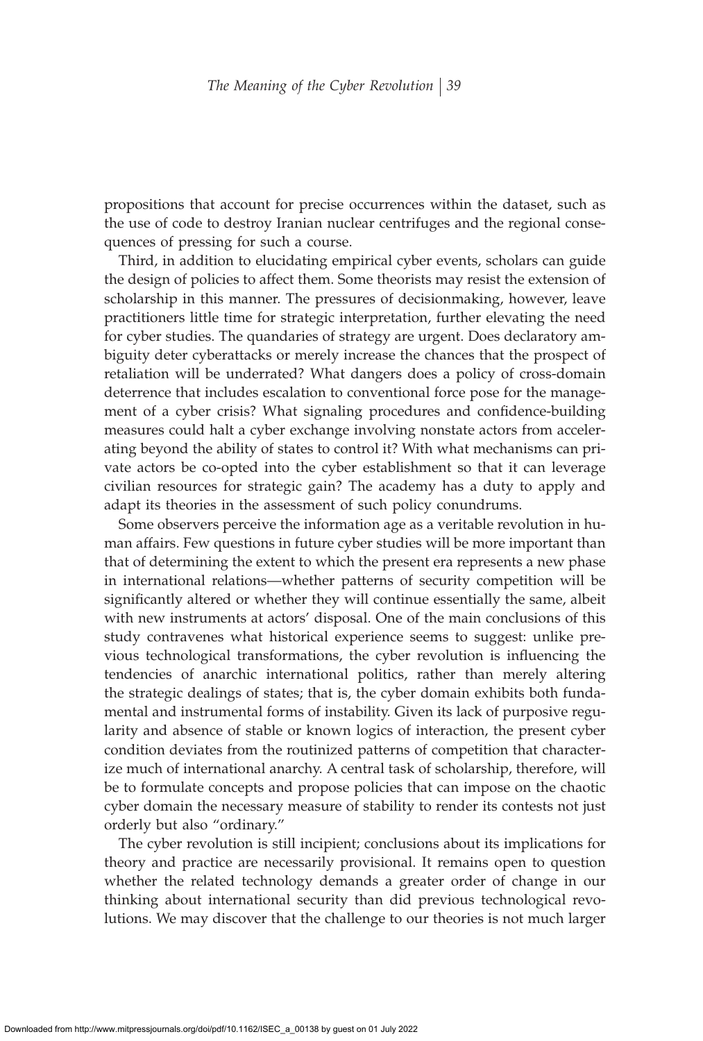propositions that account for precise occurrences within the dataset, such as the use of code to destroy Iranian nuclear centrifuges and the regional consequences of pressing for such a course.

Third, in addition to elucidating empirical cyber events, scholars can guide the design of policies to affect them. Some theorists may resist the extension of scholarship in this manner. The pressures of decisionmaking, however, leave practitioners little time for strategic interpretation, further elevating the need for cyber studies. The quandaries of strategy are urgent. Does declaratory ambiguity deter cyberattacks or merely increase the chances that the prospect of retaliation will be underrated? What dangers does a policy of cross-domain deterrence that includes escalation to conventional force pose for the management of a cyber crisis? What signaling procedures and confidence-building measures could halt a cyber exchange involving nonstate actors from accelerating beyond the ability of states to control it? With what mechanisms can private actors be co-opted into the cyber establishment so that it can leverage civilian resources for strategic gain? The academy has a duty to apply and adapt its theories in the assessment of such policy conundrums.

Some observers perceive the information age as a veritable revolution in human affairs. Few questions in future cyber studies will be more important than that of determining the extent to which the present era represents a new phase in international relations—whether patterns of security competition will be significantly altered or whether they will continue essentially the same, albeit with new instruments at actors' disposal. One of the main conclusions of this study contravenes what historical experience seems to suggest: unlike previous technological transformations, the cyber revolution is influencing the tendencies of anarchic international politics, rather than merely altering the strategic dealings of states; that is, the cyber domain exhibits both fundamental and instrumental forms of instability. Given its lack of purposive regularity and absence of stable or known logics of interaction, the present cyber condition deviates from the routinized patterns of competition that characterize much of international anarchy. A central task of scholarship, therefore, will be to formulate concepts and propose policies that can impose on the chaotic cyber domain the necessary measure of stability to render its contests not just orderly but also "ordinary."

The cyber revolution is still incipient; conclusions about its implications for theory and practice are necessarily provisional. It remains open to question whether the related technology demands a greater order of change in our thinking about international security than did previous technological revolutions. We may discover that the challenge to our theories is not much larger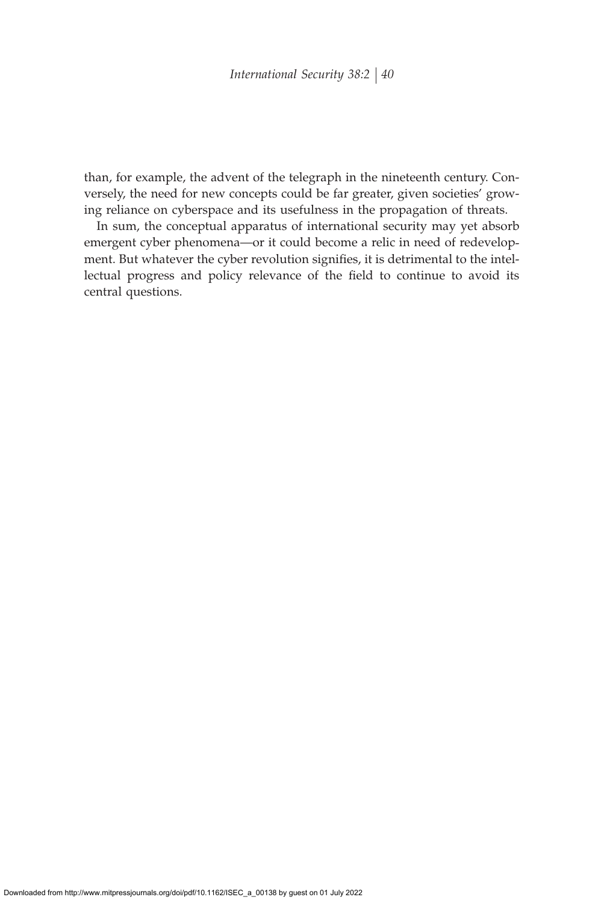than, for example, the advent of the telegraph in the nineteenth century. Conversely, the need for new concepts could be far greater, given societies' growing reliance on cyberspace and its usefulness in the propagation of threats.

In sum, the conceptual apparatus of international security may yet absorb emergent cyber phenomena—or it could become a relic in need of redevelopment. But whatever the cyber revolution signifies, it is detrimental to the intellectual progress and policy relevance of the field to continue to avoid its central questions.